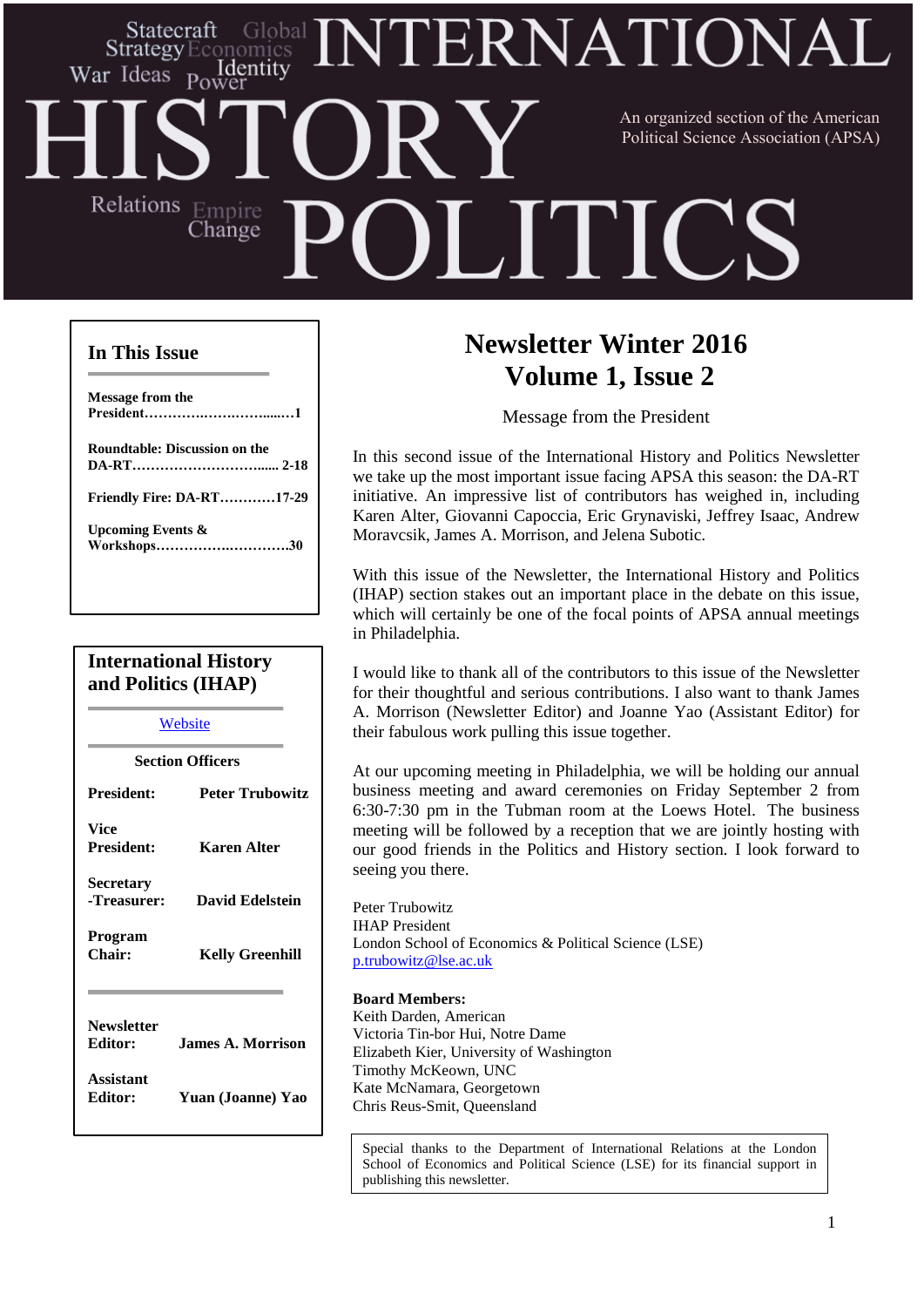# INTERNATIONAL HISTORY POLITICS

Statecraft Global Strategy Economics War Ideas Power Identity Relations Empire Change

An organized section of the American Political Science Association (APSA)

## In This Issue

**Message from the President……………………………1**

**Roundtable: Discussion on the DA-RT……………………… 2-18**

**Friendly Fire: DA-RT…………17-29**

**Upcoming Events & Workshops…………………………30**

## International History and Politics (IHAP)

[Website]

**Section Officers**

| | |
|---|---|
| **President:** | **Peter Trubowitz** |
| **Vice President:** | **Karen Alter** |
| **Secretary -Treasurer:** | **David Edelstein** |
| **Program Chair:** | **Kelly Greenhill** |
| **Newsletter Editor:** | **James A. Morrison** |
| **Assistant Editor:** | **Yuan (Joanne) Yao** |

# Newsletter Winter 2016
# Volume 1, Issue 2

## Message from the President

In this second issue of the International History and Politics Newsletter we take up the most important issue facing APSA this season: the DA-RT initiative. An impressive list of contributors has weighed in, including Karen Alter, Giovanni Capoccia, Eric Grynaviski, Jeffrey Isaac, Andrew Moravcsik, James A. Morrison, and Jelena Subotic.

With this issue of the Newsletter, the International History and Politics (IHAP) section stakes out an important place in the debate on this issue, which will certainly be one of the focal points of APSA annual meetings in Philadelphia.

I would like to thank all of the contributors to this issue of the Newsletter for their thoughtful and serious contributions. I also want to thank James A. Morrison (Newsletter Editor) and Joanne Yao (Assistant Editor) for their fabulous work pulling this issue together.

At our upcoming meeting in Philadelphia, we will be holding our annual business meeting and award ceremonies on Friday September 2 from 6:30-7:30 pm in the Tubman room at the Loews Hotel. The business meeting will be followed by a reception that we are jointly hosting with our good friends in the Politics and History section. I look forward to seeing you there.

Peter Trubowitz
IHAP President
London School of Economics & Political Science (LSE)
p.trubowitz@lse.ac.uk

**Board Members:**
Keith Darden, American
Victoria Tin-bor Hui, Notre Dame
Elizabeth Kier, University of Washington
Timothy McKeown, UNC
Kate McNamara, Georgetown
Chris Reus-Smit, Queensland

Special thanks to the Department of International Relations at the London School of Economics and Political Science (LSE) for its financial support in publishing this newsletter.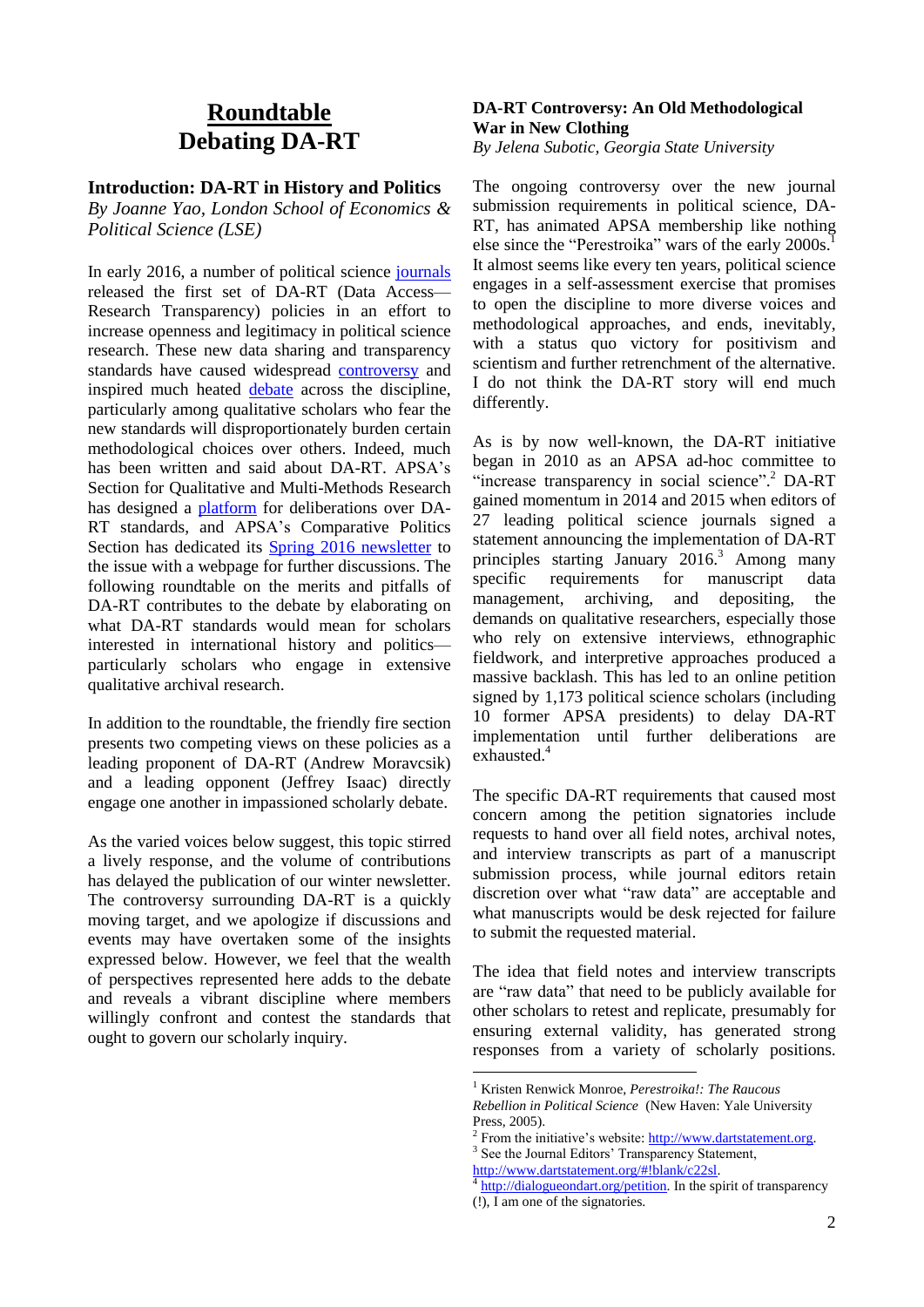# Roundtable
# Debating DA-RT

## Introduction: DA-RT in History and Politics

*By Joanne Yao, London School of Economics & Political Science (LSE)*

In early 2016, a number of political science journals released the first set of DA-RT (Data Access—Research Transparency) policies in an effort to increase openness and legitimacy in political science research. These new data sharing and transparency standards have caused widespread controversy and inspired much heated debate across the discipline, particularly among qualitative scholars who fear the new standards will disproportionately burden certain methodological choices over others. Indeed, much has been written and said about DA-RT. APSA's Section for Qualitative and Multi-Methods Research has designed a platform for deliberations over DA-RT standards, and APSA's Comparative Politics Section has dedicated its Spring 2016 newsletter to the issue with a webpage for further discussions. The following roundtable on the merits and pitfalls of DA-RT contributes to the debate by elaborating on what DA-RT standards would mean for scholars interested in international history and politics—particularly scholars who engage in extensive qualitative archival research.

In addition to the roundtable, the friendly fire section presents two competing views on these policies as a leading proponent of DA-RT (Andrew Moravcsik) and a leading opponent (Jeffrey Isaac) directly engage one another in impassioned scholarly debate.

As the varied voices below suggest, this topic stirred a lively response, and the volume of contributions has delayed the publication of our winter newsletter. The controversy surrounding DA-RT is a quickly moving target, and we apologize if discussions and events may have overtaken some of the insights expressed below. However, we feel that the wealth of perspectives represented here adds to the debate and reveals a vibrant discipline where members willingly confront and contest the standards that ought to govern our scholarly inquiry.

## DA-RT Controversy: An Old Methodological War in New Clothing

*By Jelena Subotic, Georgia State University*

The ongoing controversy over the new journal submission requirements in political science, DA-RT, has animated APSA membership like nothing else since the "Perestroika" wars of the early 2000s.[1] It almost seems like every ten years, political science engages in a self-assessment exercise that promises to open the discipline to more diverse voices and methodological approaches, and ends, inevitably, with a status quo victory for positivism and scientism and further retrenchment of the alternative. I do not think the DA-RT story will end much differently.

As is by now well-known, the DA-RT initiative began in 2010 as an APSA ad-hoc committee to "increase transparency in social science".[2] DA-RT gained momentum in 2014 and 2015 when editors of 27 leading political science journals signed a statement announcing the implementation of DA-RT principles starting January 2016.[3] Among many specific requirements for manuscript data management, archiving, and depositing, the demands on qualitative researchers, especially those who rely on extensive interviews, ethnographic fieldwork, and interpretive approaches produced a massive backlash. This has led to an online petition signed by 1,173 political science scholars (including 10 former APSA presidents) to delay DA-RT implementation until further deliberations are exhausted.[4]

The specific DA-RT requirements that caused most concern among the petition signatories include requests to hand over all field notes, archival notes, and interview transcripts as part of a manuscript submission process, while journal editors retain discretion over what "raw data" are acceptable and what manuscripts would be desk rejected for failure to submit the requested material.

The idea that field notes and interview transcripts are "raw data" that need to be publicly available for other scholars to retest and replicate, presumably for ensuring external validity, has generated strong responses from a variety of scholarly positions.

---

[1] Kristen Renwick Monroe, *Perestroika!: The Raucous Rebellion in Political Science* (New Haven: Yale University Press, 2005).

[2] From the initiative's website: http://www.dartstatement.org.

[3] See the Journal Editors' Transparency Statement, http://www.dartstatement.org/#!blank/c22sl.

[4] http://dialogueondart.org/petition. In the spirit of transparency (!), I am one of the signatories.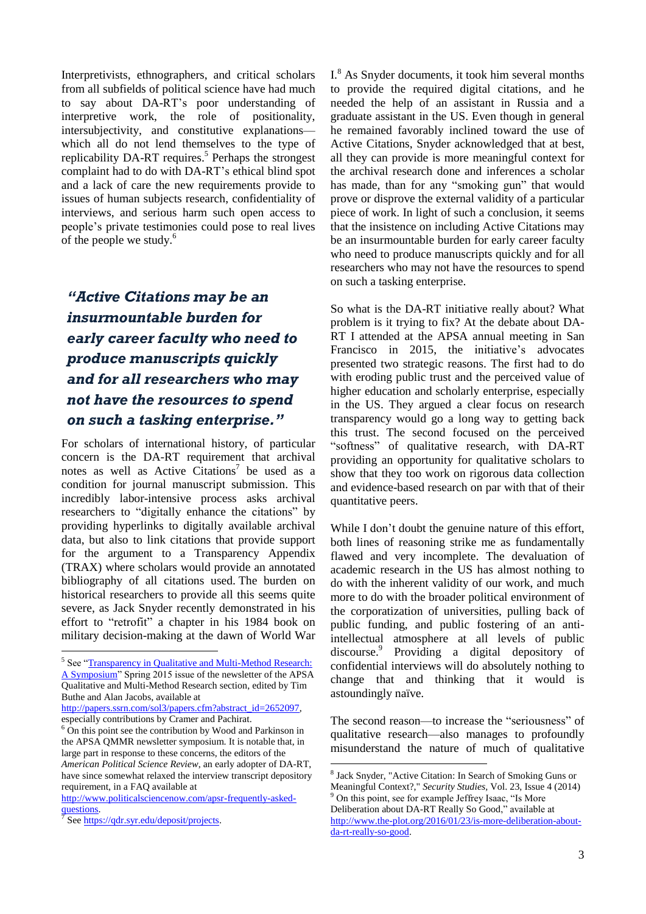Interpretivists, ethnographers, and critical scholars from all subfields of political science have had much to say about DA-RT's poor understanding of interpretive work, the role of positionality, intersubjectivity, and constitutive explanations—which all do not lend themselves to the type of replicability DA-RT requires.[5] Perhaps the strongest complaint had to do with DA-RT's ethical blind spot and a lack of care the new requirements provide to issues of human subjects research, confidentiality of interviews, and serious harm such open access to people's private testimonies could pose to real lives of the people we study.[6]

> ***"Active Citations may be an insurmountable burden for early career faculty who need to produce manuscripts quickly and for all researchers who may not have the resources to spend on such a tasking enterprise."***

For scholars of international history, of particular concern is the DA-RT requirement that archival notes as well as Active Citations[7] be used as a condition for journal manuscript submission. This incredibly labor-intensive process asks archival researchers to "digitally enhance the citations" by providing hyperlinks to digitally available archival data, but also to link citations that provide support for the argument to a Transparency Appendix (TRAX) where scholars would provide an annotated bibliography of all citations used. The burden on historical researchers to provide all this seems quite severe, as Jack Snyder recently demonstrated in his effort to "retrofit" a chapter in his 1984 book on military decision-making at the dawn of World War I.[8] As Snyder documents, it took him several months to provide the required digital citations, and he needed the help of an assistant in Russia and a graduate assistant in the US. Even though in general he remained favorably inclined toward the use of Active Citations, Snyder acknowledged that at best, all they can provide is more meaningful context for the archival research done and inferences a scholar has made, than for any "smoking gun" that would prove or disprove the external validity of a particular piece of work. In light of such a conclusion, it seems that the insistence on including Active Citations may be an insurmountable burden for early career faculty who need to produce manuscripts quickly and for all researchers who may not have the resources to spend on such a tasking enterprise.

So what is the DA-RT initiative really about? What problem is it trying to fix? At the debate about DA-RT I attended at the APSA annual meeting in San Francisco in 2015, the initiative's advocates presented two strategic reasons. The first had to do with eroding public trust and the perceived value of higher education and scholarly enterprise, especially in the US. They argued a clear focus on research transparency would go a long way to getting back this trust. The second focused on the perceived "softness" of qualitative research, with DA-RT providing an opportunity for qualitative scholars to show that they too work on rigorous data collection and evidence-based research on par with that of their quantitative peers.

While I don't doubt the genuine nature of this effort, both lines of reasoning strike me as fundamentally flawed and very incomplete. The devaluation of academic research in the US has almost nothing to do with the inherent validity of our work, and much more to do with the broader political environment of the corporatization of universities, pulling back of public funding, and public fostering of an anti-intellectual atmosphere at all levels of public discourse.[9] Providing a digital depository of confidential interviews will do absolutely nothing to change that and thinking that it would is astoundingly naïve.

The second reason—to increase the "seriousness" of qualitative research—also manages to profoundly misunderstand the nature of much of qualitative

---

[5] See "[Transparency in Qualitative and Multi-Method Research: A Symposium](http://papers.ssrn.com/sol3/papers.cfm?abstract_id=2652097)" Spring 2015 issue of the newsletter of the APSA Qualitative and Multi-Method Research section, edited by Tim Buthe and Alan Jacobs, available at http://papers.ssrn.com/sol3/papers.cfm?abstract_id=2652097, especially contributions by Cramer and Pachirat.

[6] On this point see the contribution by Wood and Parkinson in the APSA QMMR newsletter symposium. It is notable that, in large part in response to these concerns, the editors of the *American Political Science Review*, an early adopter of DA-RT, have since somewhat relaxed the interview transcript depository requirement, in a FAQ available at http://www.politicalsciencenow.com/apsr-frequently-asked-questions.

[7] See https://qdr.syr.edu/deposit/projects.

[8] Jack Snyder, "Active Citation: In Search of Smoking Guns or Meaningful Context?," *Security Studies*, Vol. 23, Issue 4 (2014)

[9] On this point, see for example Jeffrey Isaac, "Is More Deliberation about DA-RT Really So Good," available at http://www.the-plot.org/2016/01/23/is-more-deliberation-about-da-rt-really-so-good.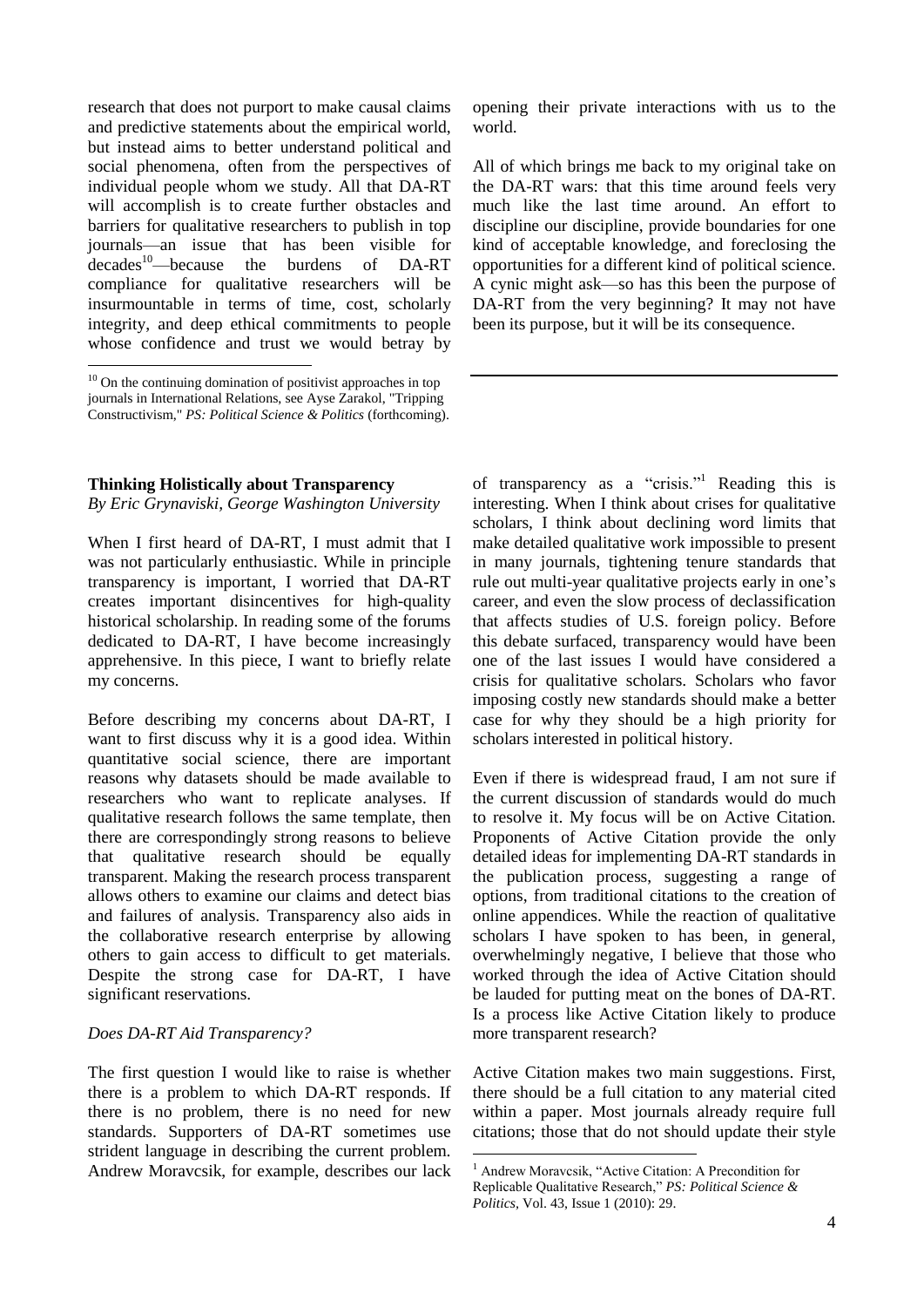research that does not purport to make causal claims and predictive statements about the empirical world, but instead aims to better understand political and social phenomena, often from the perspectives of individual people whom we study. All that DA-RT will accomplish is to create further obstacles and barriers for qualitative researchers to publish in top journals—an issue that has been visible for decades[10]—because the burdens of DA-RT compliance for qualitative researchers will be insurmountable in terms of time, cost, scholarly integrity, and deep ethical commitments to people whose confidence and trust we would betray by opening their private interactions with us to the world.

All of which brings me back to my original take on the DA-RT wars: that this time around feels very much like the last time around. An effort to discipline our discipline, provide boundaries for one kind of acceptable knowledge, and foreclosing the opportunities for a different kind of political science. A cynic might ask—so has this been the purpose of DA-RT from the very beginning? It may not have been its purpose, but it will be its consequence.

[10] On the continuing domination of positivist approaches in top journals in International Relations, see Ayse Zarakol, "Tripping Constructivism," *PS: Political Science & Politics* (forthcoming).

---

### Thinking Holistically about Transparency

*By Eric Grynaviski, George Washington University*

When I first heard of DA-RT, I must admit that I was not particularly enthusiastic. While in principle transparency is important, I worried that DA-RT creates important disincentives for high-quality historical scholarship. In reading some of the forums dedicated to DA-RT, I have become increasingly apprehensive. In this piece, I want to briefly relate my concerns.

Before describing my concerns about DA-RT, I want to first discuss why it is a good idea. Within quantitative social science, there are important reasons why datasets should be made available to researchers who want to replicate analyses. If qualitative research follows the same template, then there are correspondingly strong reasons to believe that qualitative research should be equally transparent. Making the research process transparent allows others to examine our claims and detect bias and failures of analysis. Transparency also aids in the collaborative research enterprise by allowing others to gain access to difficult to get materials. Despite the strong case for DA-RT, I have significant reservations.

#### *Does DA-RT Aid Transparency?*

The first question I would like to raise is whether there is a problem to which DA-RT responds. If there is no problem, there is no need for new standards. Supporters of DA-RT sometimes use strident language in describing the current problem. Andrew Moravcsik, for example, describes our lack of transparency as a "crisis."[1] Reading this is interesting. When I think about crises for qualitative scholars, I think about declining word limits that make detailed qualitative work impossible to present in many journals, tightening tenure standards that rule out multi-year qualitative projects early in one's career, and even the slow process of declassification that affects studies of U.S. foreign policy. Before this debate surfaced, transparency would have been one of the last issues I would have considered a crisis for qualitative scholars. Scholars who favor imposing costly new standards should make a better case for why they should be a high priority for scholars interested in political history.

Even if there is widespread fraud, I am not sure if the current discussion of standards would do much to resolve it. My focus will be on Active Citation. Proponents of Active Citation provide the only detailed ideas for implementing DA-RT standards in the publication process, suggesting a range of options, from traditional citations to the creation of online appendices. While the reaction of qualitative scholars I have spoken to has been, in general, overwhelmingly negative, I believe that those who worked through the idea of Active Citation should be lauded for putting meat on the bones of DA-RT. Is a process like Active Citation likely to produce more transparent research?

Active Citation makes two main suggestions. First, there should be a full citation to any material cited within a paper. Most journals already require full citations; those that do not should update their style

[1] Andrew Moravcsik, "Active Citation: A Precondition for Replicable Qualitative Research," *PS: Political Science & Politics*, Vol. 43, Issue 1 (2010): 29.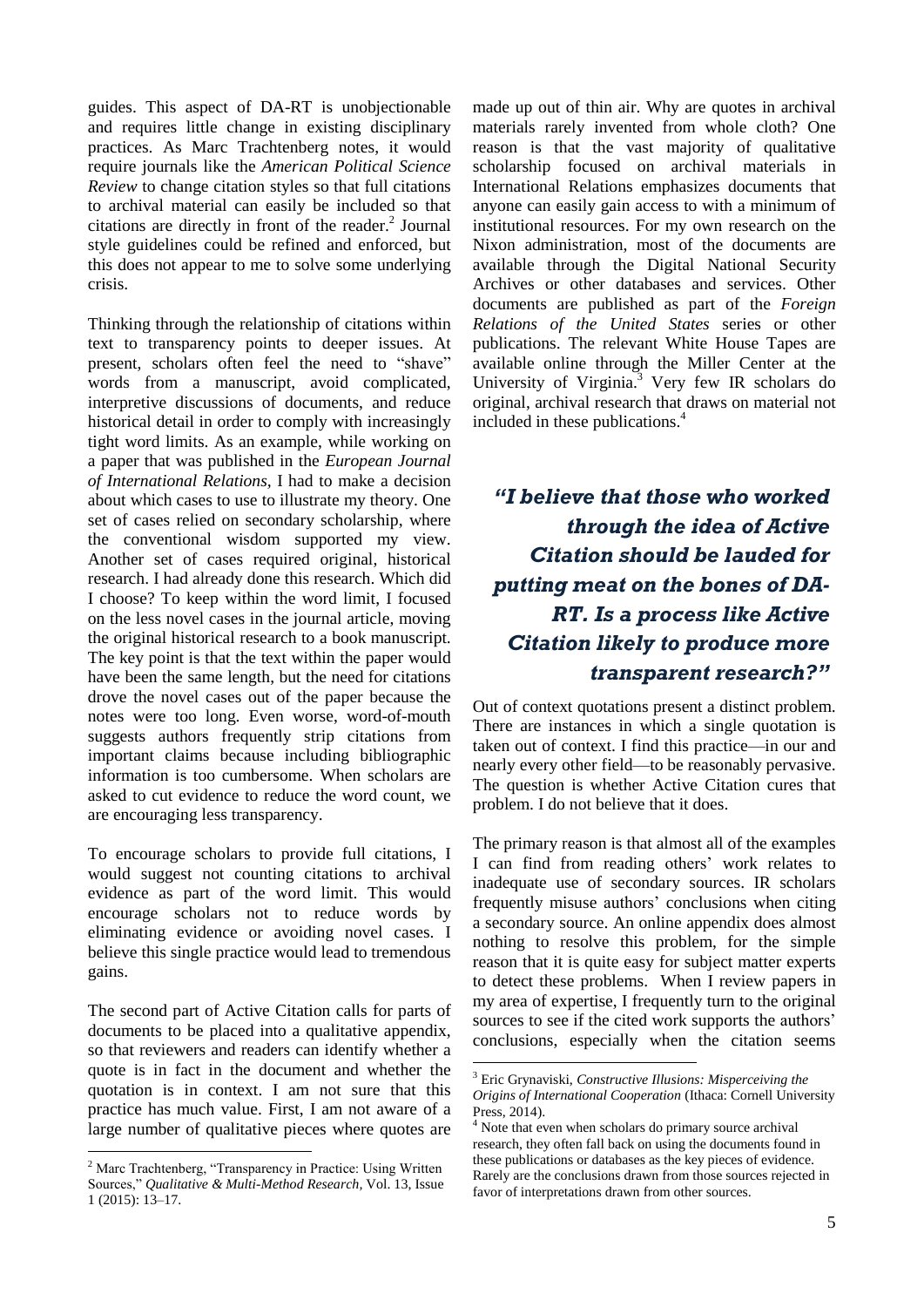guides. This aspect of DA-RT is unobjectionable and requires little change in existing disciplinary practices. As Marc Trachtenberg notes, it would require journals like the *American Political Science Review* to change citation styles so that full citations to archival material can easily be included so that citations are directly in front of the reader.[2] Journal style guidelines could be refined and enforced, but this does not appear to me to solve some underlying crisis.

Thinking through the relationship of citations within text to transparency points to deeper issues. At present, scholars often feel the need to "shave" words from a manuscript, avoid complicated, interpretive discussions of documents, and reduce historical detail in order to comply with increasingly tight word limits. As an example, while working on a paper that was published in the *European Journal of International Relations,* I had to make a decision about which cases to use to illustrate my theory. One set of cases relied on secondary scholarship, where the conventional wisdom supported my view. Another set of cases required original, historical research. I had already done this research. Which did I choose? To keep within the word limit, I focused on the less novel cases in the journal article, moving the original historical research to a book manuscript. The key point is that the text within the paper would have been the same length, but the need for citations drove the novel cases out of the paper because the notes were too long. Even worse, word-of-mouth suggests authors frequently strip citations from important claims because including bibliographic information is too cumbersome. When scholars are asked to cut evidence to reduce the word count, we are encouraging less transparency.

To encourage scholars to provide full citations, I would suggest not counting citations to archival evidence as part of the word limit. This would encourage scholars not to reduce words by eliminating evidence or avoiding novel cases. I believe this single practice would lead to tremendous gains.

The second part of Active Citation calls for parts of documents to be placed into a qualitative appendix, so that reviewers and readers can identify whether a quote is in fact in the document and whether the quotation is in context. I am not sure that this practice has much value. First, I am not aware of a large number of qualitative pieces where quotes are made up out of thin air. Why are quotes in archival materials rarely invented from whole cloth? One reason is that the vast majority of qualitative scholarship focused on archival materials in International Relations emphasizes documents that anyone can easily gain access to with a minimum of institutional resources. For my own research on the Nixon administration, most of the documents are available through the Digital National Security Archives or other databases and services. Other documents are published as part of the *Foreign Relations of the United States* series or other publications. The relevant White House Tapes are available online through the Miller Center at the University of Virginia.[3] Very few IR scholars do original, archival research that draws on material not included in these publications.[4]

> ***"I believe that those who worked through the idea of Active Citation should be lauded for putting meat on the bones of DA-RT. Is a process like Active Citation likely to produce more transparent research?"***

Out of context quotations present a distinct problem. There are instances in which a single quotation is taken out of context. I find this practice—in our and nearly every other field—to be reasonably pervasive. The question is whether Active Citation cures that problem. I do not believe that it does.

The primary reason is that almost all of the examples I can find from reading others' work relates to inadequate use of secondary sources. IR scholars frequently misuse authors' conclusions when citing a secondary source. An online appendix does almost nothing to resolve this problem, for the simple reason that it is quite easy for subject matter experts to detect these problems. When I review papers in my area of expertise, I frequently turn to the original sources to see if the cited work supports the authors' conclusions, especially when the citation seems

---

[2] Marc Trachtenberg, "Transparency in Practice: Using Written Sources," *Qualitative & Multi-Method Research,* Vol. 13, Issue 1 (2015): 13–17.

[3] Eric Grynaviski, *Constructive Illusions: Misperceiving the Origins of International Cooperation* (Ithaca: Cornell University Press, 2014).

[4] Note that even when scholars do primary source archival research, they often fall back on using the documents found in these publications or databases as the key pieces of evidence. Rarely are the conclusions drawn from those sources rejected in favor of interpretations drawn from other sources.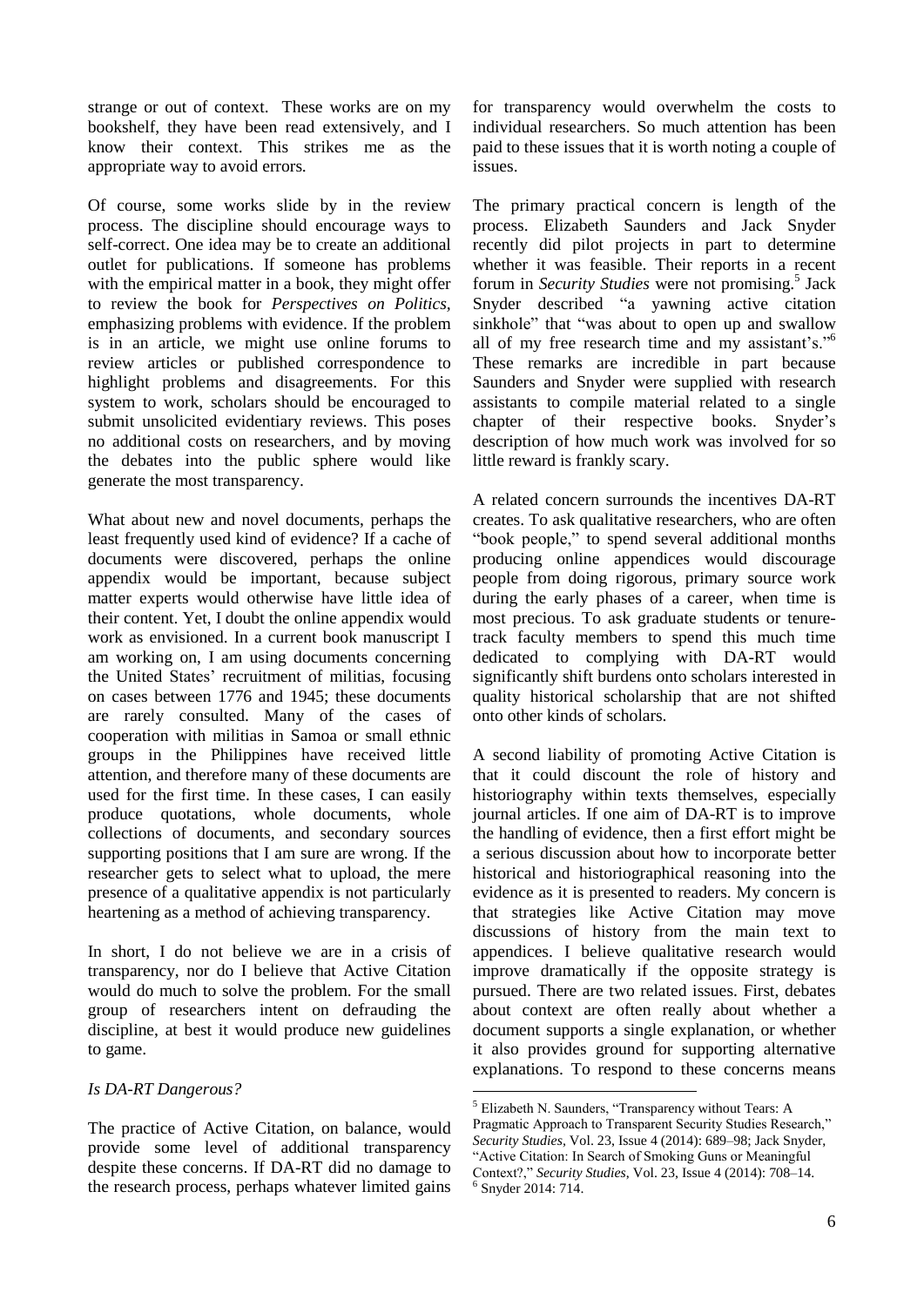strange or out of context. These works are on my bookshelf, they have been read extensively, and I know their context. This strikes me as the appropriate way to avoid errors.

Of course, some works slide by in the review process. The discipline should encourage ways to self-correct. One idea may be to create an additional outlet for publications. If someone has problems with the empirical matter in a book, they might offer to review the book for *Perspectives on Politics*, emphasizing problems with evidence. If the problem is in an article, we might use online forums to review articles or published correspondence to highlight problems and disagreements. For this system to work, scholars should be encouraged to submit unsolicited evidentiary reviews. This poses no additional costs on researchers, and by moving the debates into the public sphere would like generate the most transparency.

What about new and novel documents, perhaps the least frequently used kind of evidence? If a cache of documents were discovered, perhaps the online appendix would be important, because subject matter experts would otherwise have little idea of their content. Yet, I doubt the online appendix would work as envisioned. In a current book manuscript I am working on, I am using documents concerning the United States' recruitment of militias, focusing on cases between 1776 and 1945; these documents are rarely consulted. Many of the cases of cooperation with militias in Samoa or small ethnic groups in the Philippines have received little attention, and therefore many of these documents are used for the first time. In these cases, I can easily produce quotations, whole documents, whole collections of documents, and secondary sources supporting positions that I am sure are wrong. If the researcher gets to select what to upload, the mere presence of a qualitative appendix is not particularly heartening as a method of achieving transparency.

In short, I do not believe we are in a crisis of transparency, nor do I believe that Active Citation would do much to solve the problem. For the small group of researchers intent on defrauding the discipline, at best it would produce new guidelines to game.

*Is DA-RT Dangerous?*

The practice of Active Citation, on balance, would provide some level of additional transparency despite these concerns. If DA-RT did no damage to the research process, perhaps whatever limited gains for transparency would overwhelm the costs to individual researchers. So much attention has been paid to these issues that it is worth noting a couple of issues.

The primary practical concern is length of the process. Elizabeth Saunders and Jack Snyder recently did pilot projects in part to determine whether it was feasible. Their reports in a recent forum in *Security Studies* were not promising.[5] Jack Snyder described "a yawning active citation sinkhole" that "was about to open up and swallow all of my free research time and my assistant's."[6] These remarks are incredible in part because Saunders and Snyder were supplied with research assistants to compile material related to a single chapter of their respective books. Snyder's description of how much work was involved for so little reward is frankly scary.

A related concern surrounds the incentives DA-RT creates. To ask qualitative researchers, who are often "book people," to spend several additional months producing online appendices would discourage people from doing rigorous, primary source work during the early phases of a career, when time is most precious. To ask graduate students or tenure-track faculty members to spend this much time dedicated to complying with DA-RT would significantly shift burdens onto scholars interested in quality historical scholarship that are not shifted onto other kinds of scholars.

A second liability of promoting Active Citation is that it could discount the role of history and historiography within texts themselves, especially journal articles. If one aim of DA-RT is to improve the handling of evidence, then a first effort might be a serious discussion about how to incorporate better historical and historiographical reasoning into the evidence as it is presented to readers. My concern is that strategies like Active Citation may move discussions of history from the main text to appendices. I believe qualitative research would improve dramatically if the opposite strategy is pursued. There are two related issues. First, debates about context are often really about whether a document supports a single explanation, or whether it also provides ground for supporting alternative explanations. To respond to these concerns means

---

[5] Elizabeth N. Saunders, "Transparency without Tears: A Pragmatic Approach to Transparent Security Studies Research," *Security Studies*, Vol. 23, Issue 4 (2014): 689–98; Jack Snyder, "Active Citation: In Search of Smoking Guns or Meaningful Context?," *Security Studies*, Vol. 23, Issue 4 (2014): 708–14.

[6] Snyder 2014: 714.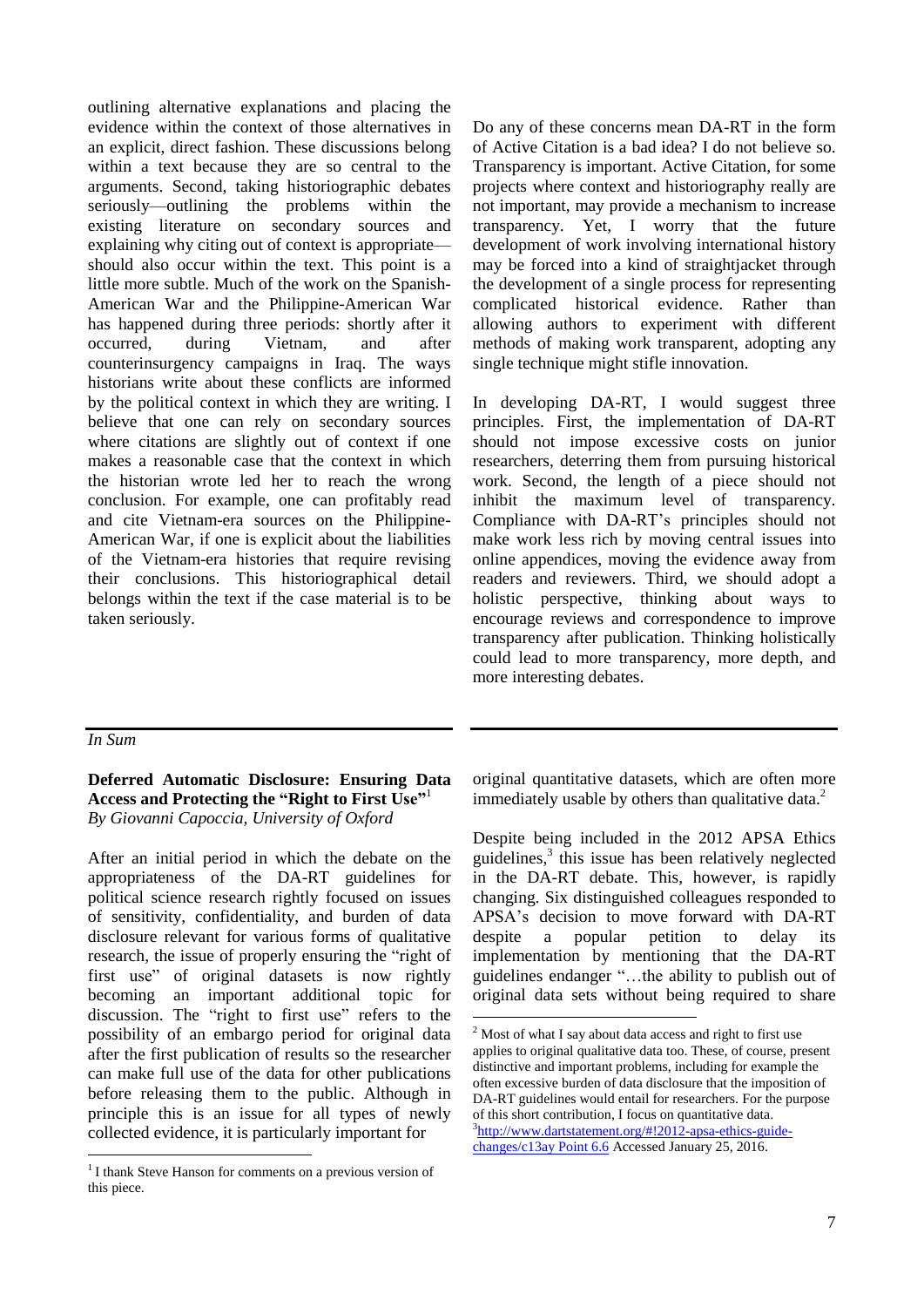outlining alternative explanations and placing the evidence within the context of those alternatives in an explicit, direct fashion. These discussions belong within a text because they are so central to the arguments. Second, taking historiographic debates seriously—outlining the problems within the existing literature on secondary sources and explaining why citing out of context is appropriate—should also occur within the text. This point is a little more subtle. Much of the work on the Spanish-American War and the Philippine-American War has happened during three periods: shortly after it occurred, during Vietnam, and after counterinsurgency campaigns in Iraq. The ways historians write about these conflicts are informed by the political context in which they are writing. I believe that one can rely on secondary sources where citations are slightly out of context if one makes a reasonable case that the context in which the historian wrote led her to reach the wrong conclusion. For example, one can profitably read and cite Vietnam-era sources on the Philippine-American War, if one is explicit about the liabilities of the Vietnam-era histories that require revising their conclusions. This historiographical detail belongs within the text if the case material is to be taken seriously.

Do any of these concerns mean DA-RT in the form of Active Citation is a bad idea? I do not believe so. Transparency is important. Active Citation, for some projects where context and historiography really are not important, may provide a mechanism to increase transparency. Yet, I worry that the future development of work involving international history may be forced into a kind of straightjacket through the development of a single process for representing complicated historical evidence. Rather than allowing authors to experiment with different methods of making work transparent, adopting any single technique might stifle innovation.

In developing DA-RT, I would suggest three principles. First, the implementation of DA-RT should not impose excessive costs on junior researchers, deterring them from pursuing historical work. Second, the length of a piece should not inhibit the maximum level of transparency. Compliance with DA-RT's principles should not make work less rich by moving central issues into online appendices, moving the evidence away from readers and reviewers. Third, we should adopt a holistic perspective, thinking about ways to encourage reviews and correspondence to improve transparency after publication. Thinking holistically could lead to more transparency, more depth, and more interesting debates.

*In Sum*

**Deferred Automatic Disclosure: Ensuring Data Access and Protecting the "Right to First Use"**[1]
*By Giovanni Capoccia, University of Oxford*

After an initial period in which the debate on the appropriateness of the DA-RT guidelines for political science research rightly focused on issues of sensitivity, confidentiality, and burden of data disclosure relevant for various forms of qualitative research, the issue of properly ensuring the "right of first use" of original datasets is now rightly becoming an important additional topic for discussion. The "right to first use" refers to the possibility of an embargo period for original data after the first publication of results so the researcher can make full use of the data for other publications before releasing them to the public. Although in principle this is an issue for all types of newly collected evidence, it is particularly important for original quantitative datasets, which are often more immediately usable by others than qualitative data.[2]

Despite being included in the 2012 APSA Ethics guidelines,[3] this issue has been relatively neglected in the DA-RT debate. This, however, is rapidly changing. Six distinguished colleagues responded to APSA's decision to move forward with DA-RT despite a popular petition to delay its implementation by mentioning that the DA-RT guidelines endanger "…the ability to publish out of original data sets without being required to share

[1] I thank Steve Hanson for comments on a previous version of this piece.

[2] Most of what I say about data access and right to first use applies to original qualitative data too. These, of course, present distinctive and important problems, including for example the often excessive burden of data disclosure that the imposition of DA-RT guidelines would entail for researchers. For the purpose of this short contribution, I focus on quantitative data.

[3] http://www.dartstatement.org/#!2012-apsa-ethics-guide-changes/c13ay Point 6.6 Accessed January 25, 2016.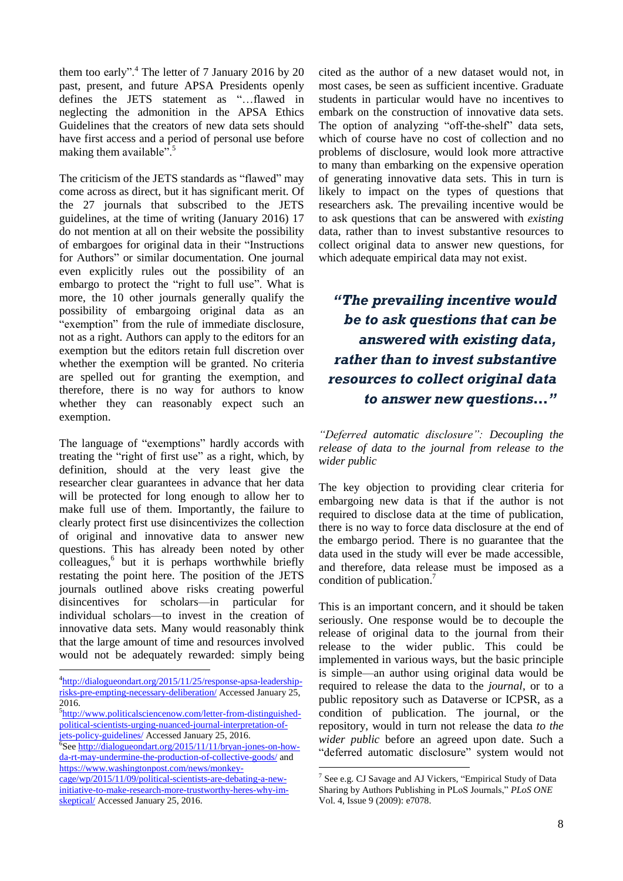them too early".[4] The letter of 7 January 2016 by 20 past, present, and future APSA Presidents openly defines the JETS statement as "…flawed in neglecting the admonition in the APSA Ethics Guidelines that the creators of new data sets should have first access and a period of personal use before making them available".[5]

The criticism of the JETS standards as "flawed" may come across as direct, but it has significant merit. Of the 27 journals that subscribed to the JETS guidelines, at the time of writing (January 2016) 17 do not mention at all on their website the possibility of embargoes for original data in their "Instructions for Authors" or similar documentation. One journal even explicitly rules out the possibility of an embargo to protect the "right to full use". What is more, the 10 other journals generally qualify the possibility of embargoing original data as an "exemption" from the rule of immediate disclosure, not as a right. Authors can apply to the editors for an exemption but the editors retain full discretion over whether the exemption will be granted. No criteria are spelled out for granting the exemption, and therefore, there is no way for authors to know whether they can reasonably expect such an exemption.

The language of "exemptions" hardly accords with treating the "right of first use" as a right, which, by definition, should at the very least give the researcher clear guarantees in advance that her data will be protected for long enough to allow her to make full use of them. Importantly, the failure to clearly protect first use disincentivizes the collection of original and innovative data to answer new questions. This has already been noted by other colleagues,[6] but it is perhaps worthwhile briefly restating the point here. The position of the JETS journals outlined above risks creating powerful disincentives for scholars—in particular for individual scholars—to invest in the creation of innovative data sets. Many would reasonably think that the large amount of time and resources involved would not be adequately rewarded: simply being cited as the author of a new dataset would not, in most cases, be seen as sufficient incentive. Graduate students in particular would have no incentives to embark on the construction of innovative data sets. The option of analyzing "off-the-shelf" data sets, which of course have no cost of collection and no problems of disclosure, would look more attractive to many than embarking on the expensive operation of generating innovative data sets. This in turn is likely to impact on the types of questions that researchers ask. The prevailing incentive would be to ask questions that can be answered with *existing* data, rather than to invest substantive resources to collect original data to answer new questions, for which adequate empirical data may not exist.

> ***"The prevailing incentive would be to ask questions that can be answered with existing data, rather than to invest substantive resources to collect original data to answer new questions…"***

*"Deferred automatic disclosure": Decoupling the release of data to the journal from release to the wider public*

The key objection to providing clear criteria for embargoing new data is that if the author is not required to disclose data at the time of publication, there is no way to force data disclosure at the end of the embargo period. There is no guarantee that the data used in the study will ever be made accessible, and therefore, data release must be imposed as a condition of publication.[7]

This is an important concern, and it should be taken seriously. One response would be to decouple the release of original data to the journal from their release to the wider public. This could be implemented in various ways, but the basic principle is simple—an author using original data would be required to release the data to the *journal*, or to a public repository such as Dataverse or ICPSR, as a condition of publication. The journal, or the repository, would in turn not release the data *to the wider public* before an agreed upon date. Such a "deferred automatic disclosure" system would not

---

[4] http://dialogueondart.org/2015/11/25/response-apsa-leadership-risks-pre-empting-necessary-deliberation/ Accessed January 25, 2016.

[5] http://www.politicalsciencenow.com/letter-from-distinguished-political-scientists-urging-nuanced-journal-interpretation-of-jets-policy-guidelines/ Accessed January 25, 2016.

[6] See http://dialogueondart.org/2015/11/11/bryan-jones-on-how-da-rt-may-undermine-the-production-of-collective-goods/ and https://www.washingtonpost.com/news/monkey-cage/wp/2015/11/09/political-scientists-are-debating-a-new-initiative-to-make-research-more-trustworthy-heres-why-im-skeptical/ Accessed January 25, 2016.

[7] See e.g. CJ Savage and AJ Vickers, "Empirical Study of Data Sharing by Authors Publishing in PLoS Journals," *PLoS ONE* Vol. 4, Issue 9 (2009): e7078.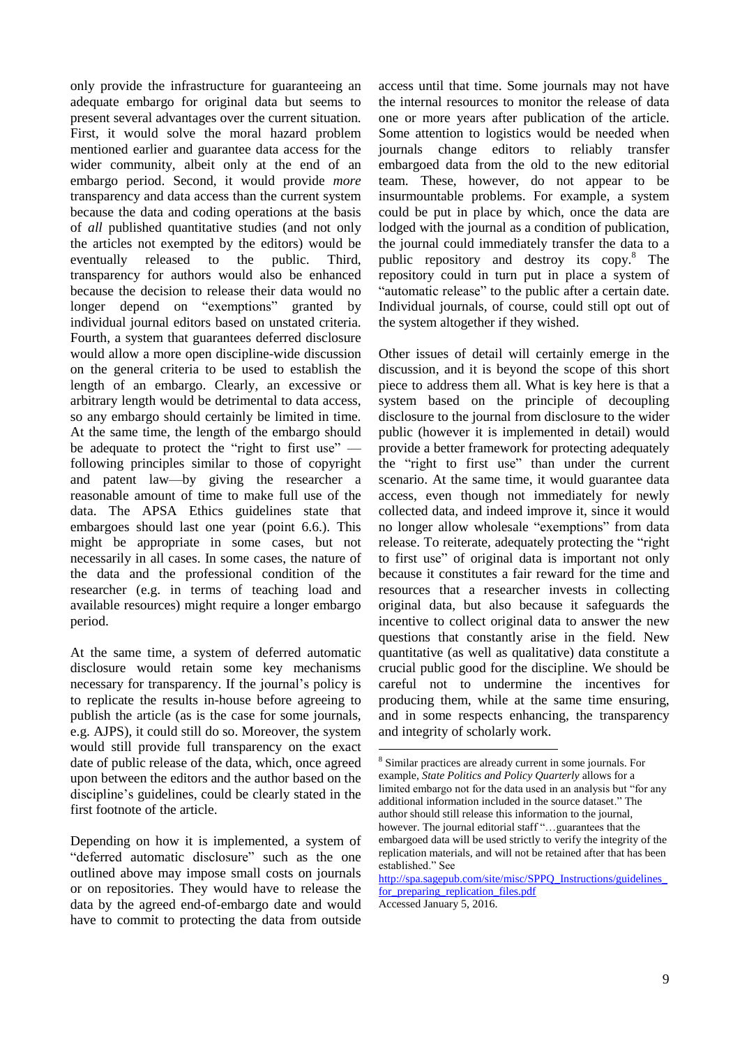only provide the infrastructure for guaranteeing an adequate embargo for original data but seems to present several advantages over the current situation. First, it would solve the moral hazard problem mentioned earlier and guarantee data access for the wider community, albeit only at the end of an embargo period. Second, it would provide *more* transparency and data access than the current system because the data and coding operations at the basis of *all* published quantitative studies (and not only the articles not exempted by the editors) would be eventually released to the public. Third, transparency for authors would also be enhanced because the decision to release their data would no longer depend on "exemptions" granted by individual journal editors based on unstated criteria. Fourth, a system that guarantees deferred disclosure would allow a more open discipline-wide discussion on the general criteria to be used to establish the length of an embargo. Clearly, an excessive or arbitrary length would be detrimental to data access, so any embargo should certainly be limited in time. At the same time, the length of the embargo should be adequate to protect the "right to first use" — following principles similar to those of copyright and patent law—by giving the researcher a reasonable amount of time to make full use of the data. The APSA Ethics guidelines state that embargoes should last one year (point 6.6.). This might be appropriate in some cases, but not necessarily in all cases. In some cases, the nature of the data and the professional condition of the researcher (e.g. in terms of teaching load and available resources) might require a longer embargo period.

At the same time, a system of deferred automatic disclosure would retain some key mechanisms necessary for transparency. If the journal's policy is to replicate the results in-house before agreeing to publish the article (as is the case for some journals, e.g. AJPS), it could still do so. Moreover, the system would still provide full transparency on the exact date of public release of the data, which, once agreed upon between the editors and the author based on the discipline's guidelines, could be clearly stated in the first footnote of the article.

Depending on how it is implemented, a system of "deferred automatic disclosure" such as the one outlined above may impose small costs on journals or on repositories. They would have to release the data by the agreed end-of-embargo date and would have to commit to protecting the data from outside access until that time. Some journals may not have the internal resources to monitor the release of data one or more years after publication of the article. Some attention to logistics would be needed when journals change editors to reliably transfer embargoed data from the old to the new editorial team. These, however, do not appear to be insurmountable problems. For example, a system could be put in place by which, once the data are lodged with the journal as a condition of publication, the journal could immediately transfer the data to a public repository and destroy its copy.[8] The repository could in turn put in place a system of "automatic release" to the public after a certain date. Individual journals, of course, could still opt out of the system altogether if they wished.

Other issues of detail will certainly emerge in the discussion, and it is beyond the scope of this short piece to address them all. What is key here is that a system based on the principle of decoupling disclosure to the journal from disclosure to the wider public (however it is implemented in detail) would provide a better framework for protecting adequately the "right to first use" than under the current scenario. At the same time, it would guarantee data access, even though not immediately for newly collected data, and indeed improve it, since it would no longer allow wholesale "exemptions" from data release. To reiterate, adequately protecting the "right to first use" of original data is important not only because it constitutes a fair reward for the time and resources that a researcher invests in collecting original data, but also because it safeguards the incentive to collect original data to answer the new questions that constantly arise in the field. New quantitative (as well as qualitative) data constitute a crucial public good for the discipline. We should be careful not to undermine the incentives for producing them, while at the same time ensuring, and in some respects enhancing, the transparency and integrity of scholarly work.

---

[8] Similar practices are already current in some journals. For example, *State Politics and Policy Quarterly* allows for a limited embargo not for the data used in an analysis but "for any additional information included in the source dataset." The author should still release this information to the journal, however. The journal editorial staff "…guarantees that the embargoed data will be used strictly to verify the integrity of the replication materials, and will not be retained after that has been established." See http://spa.sagepub.com/site/misc/SPPQ_Instructions/guidelines_for_preparing_replication_files.pdf Accessed January 5, 2016.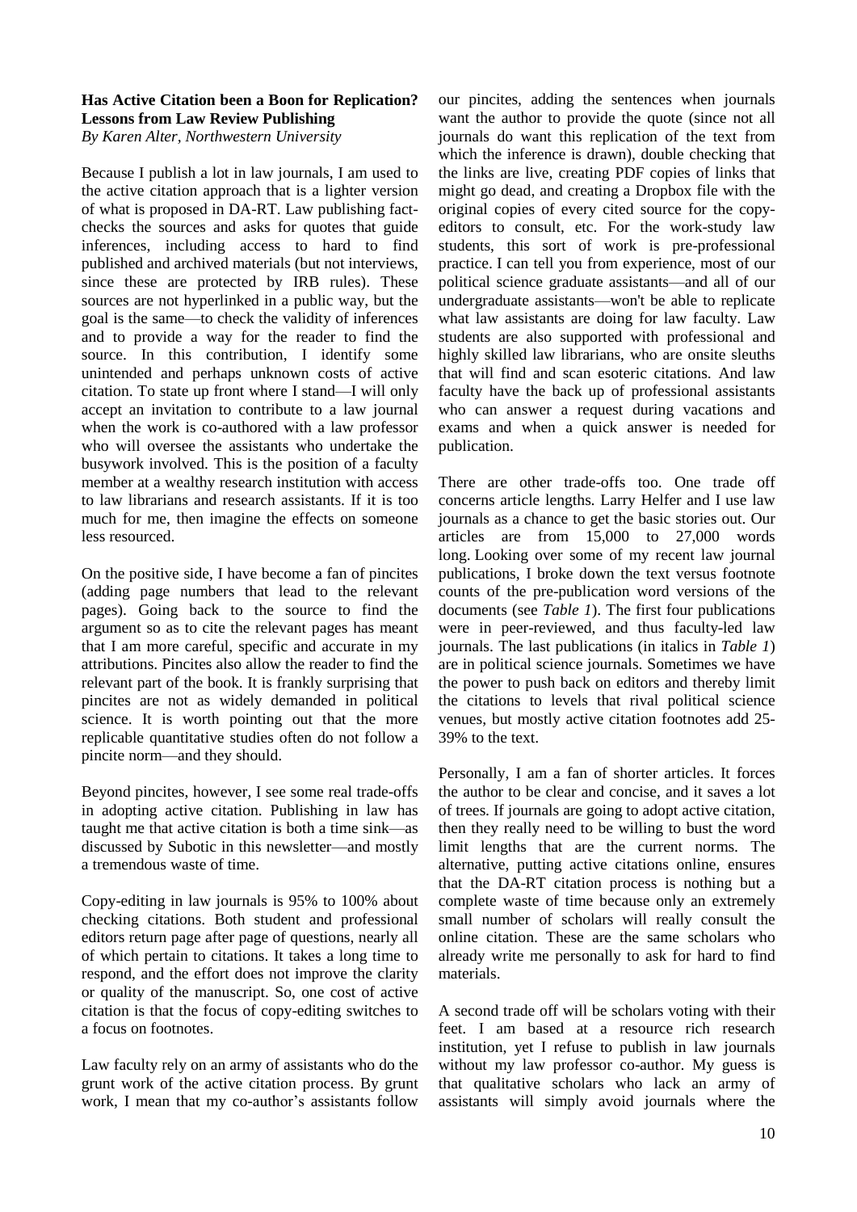## Has Active Citation been a Boon for Replication? Lessons from Law Review Publishing

*By Karen Alter, Northwestern University*

Because I publish a lot in law journals, I am used to the active citation approach that is a lighter version of what is proposed in DA-RT. Law publishing fact-checks the sources and asks for quotes that guide inferences, including access to hard to find published and archived materials (but not interviews, since these are protected by IRB rules). These sources are not hyperlinked in a public way, but the goal is the same—to check the validity of inferences and to provide a way for the reader to find the source. In this contribution, I identify some unintended and perhaps unknown costs of active citation. To state up front where I stand—I will only accept an invitation to contribute to a law journal when the work is co-authored with a law professor who will oversee the assistants who undertake the busywork involved. This is the position of a faculty member at a wealthy research institution with access to law librarians and research assistants. If it is too much for me, then imagine the effects on someone less resourced.

On the positive side, I have become a fan of pincites (adding page numbers that lead to the relevant pages). Going back to the source to find the argument so as to cite the relevant pages has meant that I am more careful, specific and accurate in my attributions. Pincites also allow the reader to find the relevant part of the book. It is frankly surprising that pincites are not as widely demanded in political science. It is worth pointing out that the more replicable quantitative studies often do not follow a pincite norm—and they should.

Beyond pincites, however, I see some real trade-offs in adopting active citation. Publishing in law has taught me that active citation is both a time sink—as discussed by Subotic in this newsletter—and mostly a tremendous waste of time.

Copy-editing in law journals is 95% to 100% about checking citations. Both student and professional editors return page after page of questions, nearly all of which pertain to citations. It takes a long time to respond, and the effort does not improve the clarity or quality of the manuscript. So, one cost of active citation is that the focus of copy-editing switches to a focus on footnotes.

Law faculty rely on an army of assistants who do the grunt work of the active citation process. By grunt work, I mean that my co-author's assistants follow our pincites, adding the sentences when journals want the author to provide the quote (since not all journals do want this replication of the text from which the inference is drawn), double checking that the links are live, creating PDF copies of links that might go dead, and creating a Dropbox file with the original copies of every cited source for the copy-editors to consult, etc. For the work-study law students, this sort of work is pre-professional practice. I can tell you from experience, most of our political science graduate assistants—and all of our undergraduate assistants—won't be able to replicate what law assistants are doing for law faculty. Law students are also supported with professional and highly skilled law librarians, who are onsite sleuths that will find and scan esoteric citations. And law faculty have the back up of professional assistants who can answer a request during vacations and exams and when a quick answer is needed for publication.

There are other trade-offs too. One trade off concerns article lengths. Larry Helfer and I use law journals as a chance to get the basic stories out. Our articles are from 15,000 to 27,000 words long. Looking over some of my recent law journal publications, I broke down the text versus footnote counts of the pre-publication word versions of the documents (see *Table 1*). The first four publications were in peer-reviewed, and thus faculty-led law journals. The last publications (in italics in *Table 1*) are in political science journals. Sometimes we have the power to push back on editors and thereby limit the citations to levels that rival political science venues, but mostly active citation footnotes add 25-39% to the text.

Personally, I am a fan of shorter articles. It forces the author to be clear and concise, and it saves a lot of trees. If journals are going to adopt active citation, then they really need to be willing to bust the word limit lengths that are the current norms. The alternative, putting active citations online, ensures that the DA-RT citation process is nothing but a complete waste of time because only an extremely small number of scholars will really consult the online citation. These are the same scholars who already write me personally to ask for hard to find materials.

A second trade off will be scholars voting with their feet. I am based at a resource rich research institution, yet I refuse to publish in law journals without my law professor co-author. My guess is that qualitative scholars who lack an army of assistants will simply avoid journals where the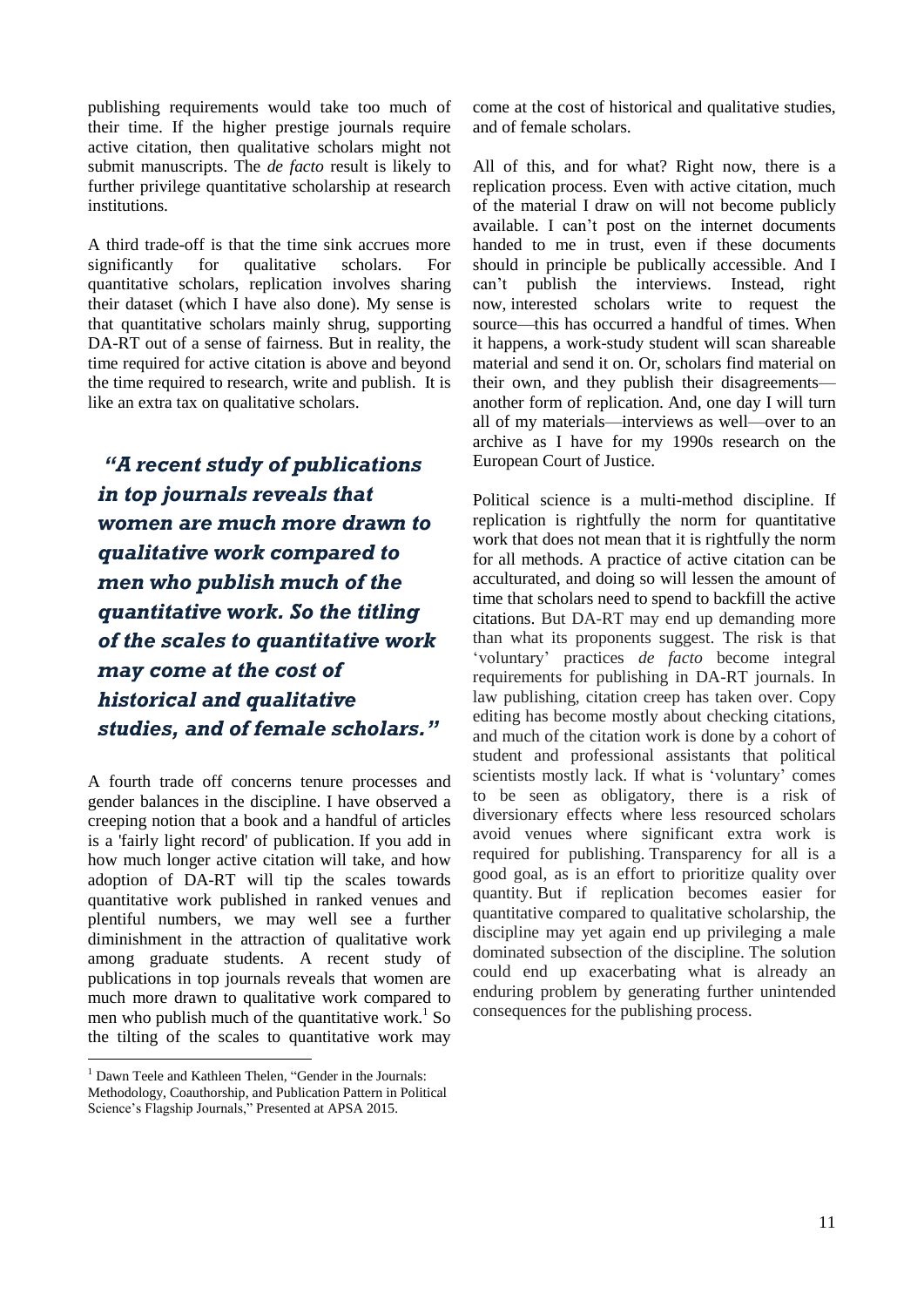publishing requirements would take too much of their time. If the higher prestige journals require active citation, then qualitative scholars might not submit manuscripts. The *de facto* result is likely to further privilege quantitative scholarship at research institutions.

A third trade-off is that the time sink accrues more significantly for qualitative scholars. For quantitative scholars, replication involves sharing their dataset (which I have also done). My sense is that quantitative scholars mainly shrug, supporting DA-RT out of a sense of fairness. But in reality, the time required for active citation is above and beyond the time required to research, write and publish. It is like an extra tax on qualitative scholars.

> ***"A recent study of publications in top journals reveals that women are much more drawn to qualitative work compared to men who publish much of the quantitative work. So the titling of the scales to quantitative work may come at the cost of historical and qualitative studies, and of female scholars."***

A fourth trade off concerns tenure processes and gender balances in the discipline. I have observed a creeping notion that a book and a handful of articles is a 'fairly light record' of publication. If you add in how much longer active citation will take, and how adoption of DA-RT will tip the scales towards quantitative work published in ranked venues and plentiful numbers, we may well see a further diminishment in the attraction of qualitative work among graduate students. A recent study of publications in top journals reveals that women are much more drawn to qualitative work compared to men who publish much of the quantitative work.[1] So the tilting of the scales to quantitative work may come at the cost of historical and qualitative studies, and of female scholars.

All of this, and for what? Right now, there is a replication process. Even with active citation, much of the material I draw on will not become publicly available. I can't post on the internet documents handed to me in trust, even if these documents should in principle be publically accessible. And I can't publish the interviews. Instead, right now, interested scholars write to request the source—this has occurred a handful of times. When it happens, a work-study student will scan shareable material and send it on. Or, scholars find material on their own, and they publish their disagreements—another form of replication. And, one day I will turn all of my materials—interviews as well—over to an archive as I have for my 1990s research on the European Court of Justice.

Political science is a multi-method discipline. If replication is rightfully the norm for quantitative work that does not mean that it is rightfully the norm for all methods. A practice of active citation can be acculturated, and doing so will lessen the amount of time that scholars need to spend to backfill the active citations. But DA-RT may end up demanding more than what its proponents suggest. The risk is that 'voluntary' practices *de facto* become integral requirements for publishing in DA-RT journals. In law publishing, citation creep has taken over. Copy editing has become mostly about checking citations, and much of the citation work is done by a cohort of student and professional assistants that political scientists mostly lack. If what is 'voluntary' comes to be seen as obligatory, there is a risk of diversionary effects where less resourced scholars avoid venues where significant extra work is required for publishing. Transparency for all is a good goal, as is an effort to prioritize quality over quantity. But if replication becomes easier for quantitative compared to qualitative scholarship, the discipline may yet again end up privileging a male dominated subsection of the discipline. The solution could end up exacerbating what is already an enduring problem by generating further unintended consequences for the publishing process.

---

[1] Dawn Teele and Kathleen Thelen, "Gender in the Journals: Methodology, Coauthorship, and Publication Pattern in Political Science's Flagship Journals," Presented at APSA 2015.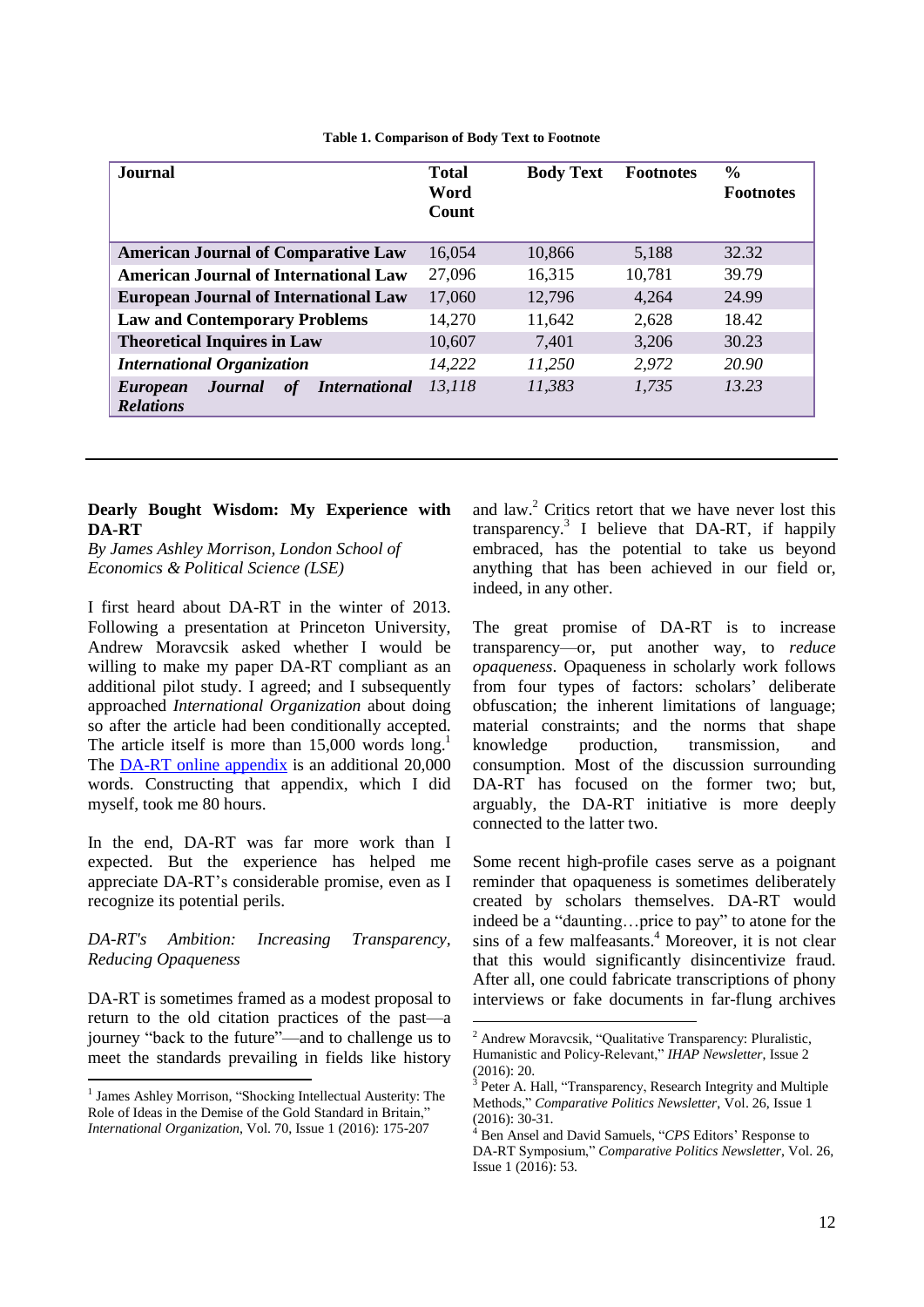**Table 1. Comparison of Body Text to Footnote**

| Journal | Total Word Count | Body Text | Footnotes | % Footnotes |
|---|---|---|---|---|
| **American Journal of Comparative Law** | 16,054 | 10,866 | 5,188 | 32.32 |
| **American Journal of International Law** | 27,096 | 16,315 | 10,781 | 39.79 |
| **European Journal of International Law** | 17,060 | 12,796 | 4,264 | 24.99 |
| **Law and Contemporary Problems** | 14,270 | 11,642 | 2,628 | 18.42 |
| **Theoretical Inquires in Law** | 10,607 | 7,401 | 3,206 | 30.23 |
| ***International Organization*** | *14,222* | *11,250* | *2,972* | *20.90* |
| ***European Journal of International Relations*** | *13,118* | *11,383* | *1,735* | *13.23* |

---

## Dearly Bought Wisdom: My Experience with DA-RT

*By James Ashley Morrison, London School of Economics & Political Science (LSE)*

I first heard about DA-RT in the winter of 2013. Following a presentation at Princeton University, Andrew Moravcsik asked whether I would be willing to make my paper DA-RT compliant as an additional pilot study. I agreed; and I subsequently approached *International Organization* about doing so after the article had been conditionally accepted. The article itself is more than 15,000 words long.[1] The DA-RT online appendix is an additional 20,000 words. Constructing that appendix, which I did myself, took me 80 hours.

In the end, DA-RT was far more work than I expected. But the experience has helped me appreciate DA-RT's considerable promise, even as I recognize its potential perils.

### *DA-RT's Ambition: Increasing Transparency, Reducing Opaqueness*

DA-RT is sometimes framed as a modest proposal to return to the old citation practices of the past—a journey "back to the future"—and to challenge us to meet the standards prevailing in fields like history and law.[2] Critics retort that we have never lost this transparency.[3] I believe that DA-RT, if happily embraced, has the potential to take us beyond anything that has been achieved in our field or, indeed, in any other.

The great promise of DA-RT is to increase transparency—or, put another way, to *reduce opaqueness*. Opaqueness in scholarly work follows from four types of factors: scholars' deliberate obfuscation; the inherent limitations of language; material constraints; and the norms that shape knowledge production, transmission, and consumption. Most of the discussion surrounding DA-RT has focused on the former two; but, arguably, the DA-RT initiative is more deeply connected to the latter two.

Some recent high-profile cases serve as a poignant reminder that opaqueness is sometimes deliberately created by scholars themselves. DA-RT would indeed be a "daunting…price to pay" to atone for the sins of a few malfeasants.[4] Moreover, it is not clear that this would significantly disincentivize fraud. After all, one could fabricate transcriptions of phony interviews or fake documents in far-flung archives

---

[1] James Ashley Morrison, "Shocking Intellectual Austerity: The Role of Ideas in the Demise of the Gold Standard in Britain," *International Organization*, Vol. 70, Issue 1 (2016): 175-207

[2] Andrew Moravcsik, "Qualitative Transparency: Pluralistic, Humanistic and Policy-Relevant," *IHAP Newsletter*, Issue 2 (2016): 20.

[3] Peter A. Hall, "Transparency, Research Integrity and Multiple Methods," *Comparative Politics Newsletter*, Vol. 26, Issue 1 (2016): 30-31.

[4] Ben Ansel and David Samuels, "*CPS* Editors' Response to DA-RT Symposium," *Comparative Politics Newsletter*, Vol. 26, Issue 1 (2016): 53.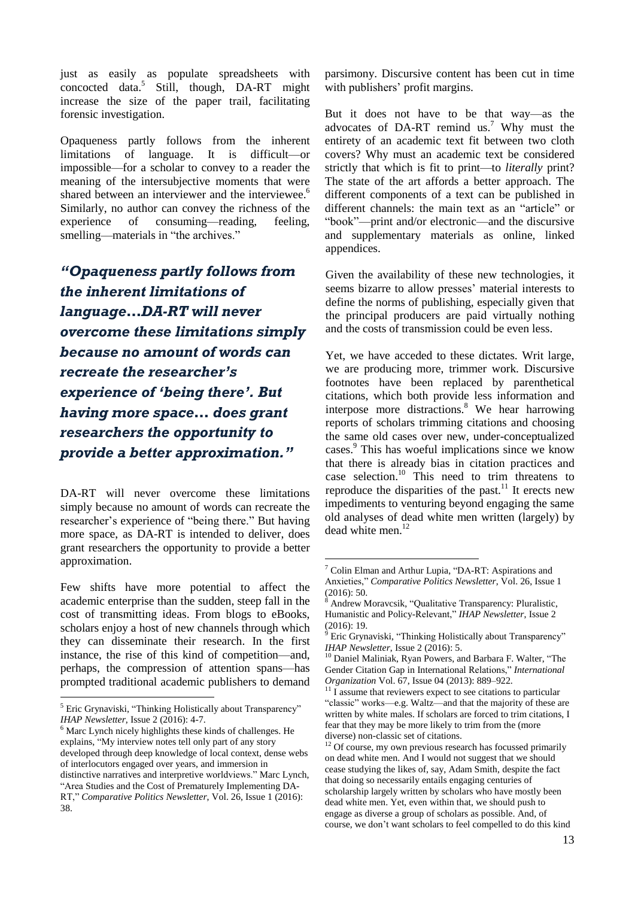just as easily as populate spreadsheets with concocted data.[5] Still, though, DA-RT might increase the size of the paper trail, facilitating forensic investigation.

Opaqueness partly follows from the inherent limitations of language. It is difficult—or impossible—for a scholar to convey to a reader the meaning of the intersubjective moments that were shared between an interviewer and the interviewee.[6] Similarly, no author can convey the richness of the experience of consuming—reading, feeling, smelling—materials in "the archives."

***"Opaqueness partly follows from the inherent limitations of language…DA-RT will never overcome these limitations simply because no amount of words can recreate the researcher's experience of 'being there'. But having more space… does grant researchers the opportunity to provide a better approximation."***

DA-RT will never overcome these limitations simply because no amount of words can recreate the researcher's experience of "being there." But having more space, as DA-RT is intended to deliver, does grant researchers the opportunity to provide a better approximation.

Few shifts have more potential to affect the academic enterprise than the sudden, steep fall in the cost of transmitting ideas. From blogs to eBooks, scholars enjoy a host of new channels through which they can disseminate their research. In the first instance, the rise of this kind of competition—and, perhaps, the compression of attention spans—has prompted traditional academic publishers to demand parsimony. Discursive content has been cut in time with publishers' profit margins.

But it does not have to be that way—as the advocates of DA-RT remind us.[7] Why must the entirety of an academic text fit between two cloth covers? Why must an academic text be considered strictly that which is fit to print—to *literally* print? The state of the art affords a better approach. The different components of a text can be published in different channels: the main text as an "article" or "book"—print and/or electronic—and the discursive and supplementary materials as online, linked appendices.

Given the availability of these new technologies, it seems bizarre to allow presses' material interests to define the norms of publishing, especially given that the principal producers are paid virtually nothing and the costs of transmission could be even less.

Yet, we have acceded to these dictates. Writ large, we are producing more, trimmer work. Discursive footnotes have been replaced by parenthetical citations, which both provide less information and interpose more distractions.[8] We hear harrowing reports of scholars trimming citations and choosing the same old cases over new, under-conceptualized cases.[9] This has woeful implications since we know that there is already bias in citation practices and case selection.[10] This need to trim threatens to reproduce the disparities of the past.[11] It erects new impediments to venturing beyond engaging the same old analyses of dead white men written (largely) by dead white men.[12]

[5] Eric Grynaviski, "Thinking Holistically about Transparency" *IHAP Newsletter*, Issue 2 (2016): 4-7.

[6] Marc Lynch nicely highlights these kinds of challenges. He explains, "My interview notes tell only part of any story developed through deep knowledge of local context, dense webs of interlocutors engaged over years, and immersion in distinctive narratives and interpretive worldviews." Marc Lynch, "Area Studies and the Cost of Prematurely Implementing DA-RT," *Comparative Politics Newsletter*, Vol. 26, Issue 1 (2016): 38.

[7] Colin Elman and Arthur Lupia, "DA-RT: Aspirations and Anxieties," *Comparative Politics Newsletter*, Vol. 26, Issue 1 (2016): 50.

[8] Andrew Moravcsik, "Qualitative Transparency: Pluralistic, Humanistic and Policy-Relevant," *IHAP Newsletter*, Issue 2 (2016): 19.

[9] Eric Grynaviski, "Thinking Holistically about Transparency" *IHAP Newsletter*, Issue 2 (2016): 5.

[10] Daniel Maliniak, Ryan Powers, and Barbara F. Walter, "The Gender Citation Gap in International Relations," *International Organization* Vol. 67, Issue 04 (2013): 889–922.

[11] I assume that reviewers expect to see citations to particular "classic" works—e.g. Waltz—and that the majority of these are written by white males. If scholars are forced to trim citations, I fear that they may be more likely to trim from the (more diverse) non-classic set of citations.

[12] Of course, my own previous research has focussed primarily on dead white men. And I would not suggest that we should cease studying the likes of, say, Adam Smith, despite the fact that doing so necessarily entails engaging centuries of scholarship largely written by scholars who have mostly been dead white men. Yet, even within that, we should push to engage as diverse a group of scholars as possible. And, of course, we don't want scholars to feel compelled to do this kind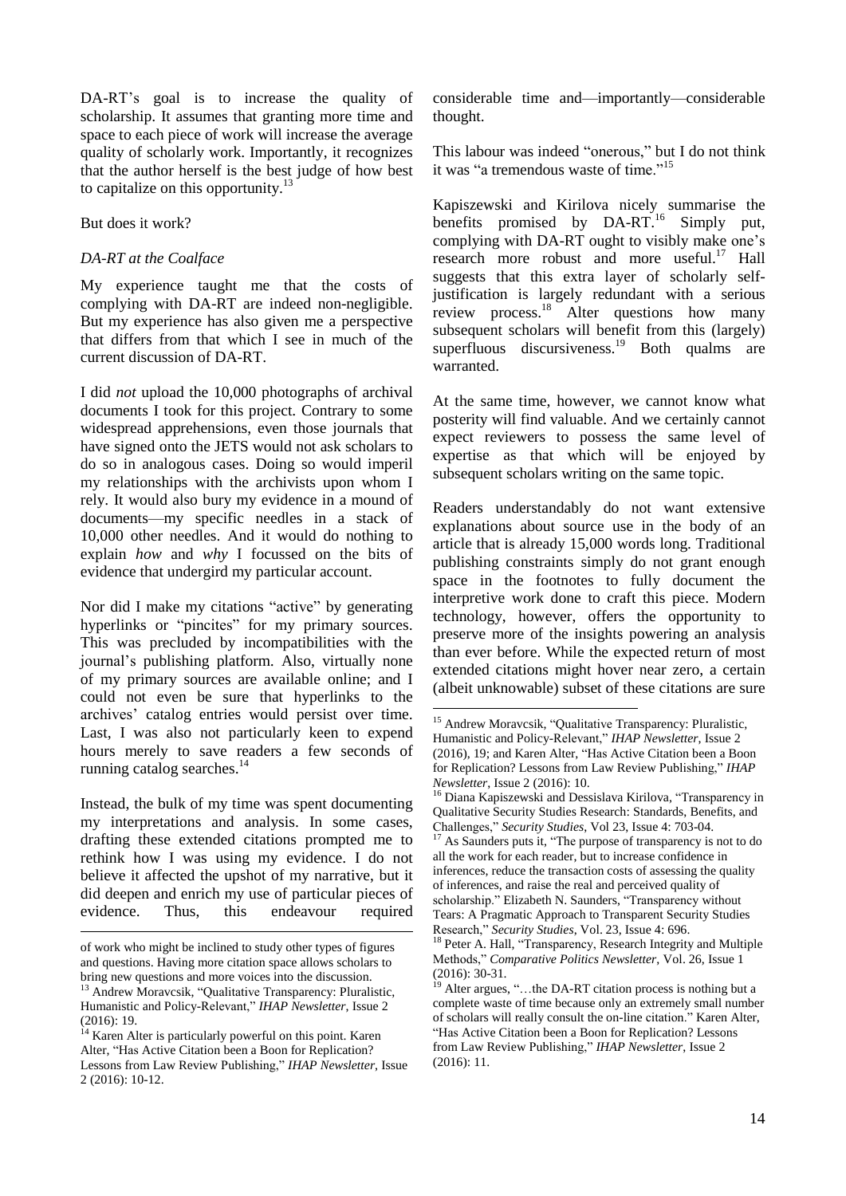DA-RT's goal is to increase the quality of scholarship. It assumes that granting more time and space to each piece of work will increase the average quality of scholarly work. Importantly, it recognizes that the author herself is the best judge of how best to capitalize on this opportunity.[13]

But does it work?

*DA-RT at the Coalface*

My experience taught me that the costs of complying with DA-RT are indeed non-negligible. But my experience has also given me a perspective that differs from that which I see in much of the current discussion of DA-RT.

I did *not* upload the 10,000 photographs of archival documents I took for this project. Contrary to some widespread apprehensions, even those journals that have signed onto the JETS would not ask scholars to do so in analogous cases. Doing so would imperil my relationships with the archivists upon whom I rely. It would also bury my evidence in a mound of documents—my specific needles in a stack of 10,000 other needles. And it would do nothing to explain *how* and *why* I focussed on the bits of evidence that undergird my particular account.

Nor did I make my citations "active" by generating hyperlinks or "pincites" for my primary sources. This was precluded by incompatibilities with the journal's publishing platform. Also, virtually none of my primary sources are available online; and I could not even be sure that hyperlinks to the archives' catalog entries would persist over time. Last, I was also not particularly keen to expend hours merely to save readers a few seconds of running catalog searches.[14]

Instead, the bulk of my time was spent documenting my interpretations and analysis. In some cases, drafting these extended citations prompted me to rethink how I was using my evidence. I do not believe it affected the upshot of my narrative, but it did deepen and enrich my use of particular pieces of evidence. Thus, this endeavour required considerable time and—importantly—considerable thought.

This labour was indeed "onerous," but I do not think it was "a tremendous waste of time."[15]

Kapiszewski and Kirilova nicely summarise the benefits promised by DA-RT.[16] Simply put, complying with DA-RT ought to visibly make one's research more robust and more useful.[17] Hall suggests that this extra layer of scholarly self-justification is largely redundant with a serious review process.[18] Alter questions how many subsequent scholars will benefit from this (largely) superfluous discursiveness.[19] Both qualms are warranted.

At the same time, however, we cannot know what posterity will find valuable. And we certainly cannot expect reviewers to possess the same level of expertise as that which will be enjoyed by subsequent scholars writing on the same topic.

Readers understandably do not want extensive explanations about source use in the body of an article that is already 15,000 words long. Traditional publishing constraints simply do not grant enough space in the footnotes to fully document the interpretive work done to craft this piece. Modern technology, however, offers the opportunity to preserve more of the insights powering an analysis than ever before. While the expected return of most extended citations might hover near zero, a certain (albeit unknowable) subset of these citations are sure

---

of work who might be inclined to study other types of figures and questions. Having more citation space allows scholars to bring new questions and more voices into the discussion.

[13] Andrew Moravcsik, "Qualitative Transparency: Pluralistic, Humanistic and Policy-Relevant," *IHAP Newsletter*, Issue 2 (2016): 19.

[14] Karen Alter is particularly powerful on this point. Karen Alter, "Has Active Citation been a Boon for Replication? Lessons from Law Review Publishing," *IHAP Newsletter*, Issue 2 (2016): 10-12.

[15] Andrew Moravcsik, "Qualitative Transparency: Pluralistic, Humanistic and Policy-Relevant," *IHAP Newsletter*, Issue 2 (2016), 19; and Karen Alter, "Has Active Citation been a Boon for Replication? Lessons from Law Review Publishing," *IHAP Newsletter*, Issue 2 (2016): 10.

[16] Diana Kapiszewski and Dessislava Kirilova, "Transparency in Qualitative Security Studies Research: Standards, Benefits, and Challenges," *Security Studies*, Vol 23, Issue 4: 703-04.

[17] As Saunders puts it, "The purpose of transparency is not to do all the work for each reader, but to increase confidence in inferences, reduce the transaction costs of assessing the quality of inferences, and raise the real and perceived quality of scholarship." Elizabeth N. Saunders, "Transparency without Tears: A Pragmatic Approach to Transparent Security Studies Research," *Security Studies*, Vol. 23, Issue 4: 696.

[18] Peter A. Hall, "Transparency, Research Integrity and Multiple Methods," *Comparative Politics Newsletter*, Vol. 26, Issue 1 (2016): 30-31.

[19] Alter argues, "…the DA-RT citation process is nothing but a complete waste of time because only an extremely small number of scholars will really consult the on-line citation." Karen Alter, "Has Active Citation been a Boon for Replication? Lessons from Law Review Publishing," *IHAP Newsletter*, Issue 2 (2016): 11.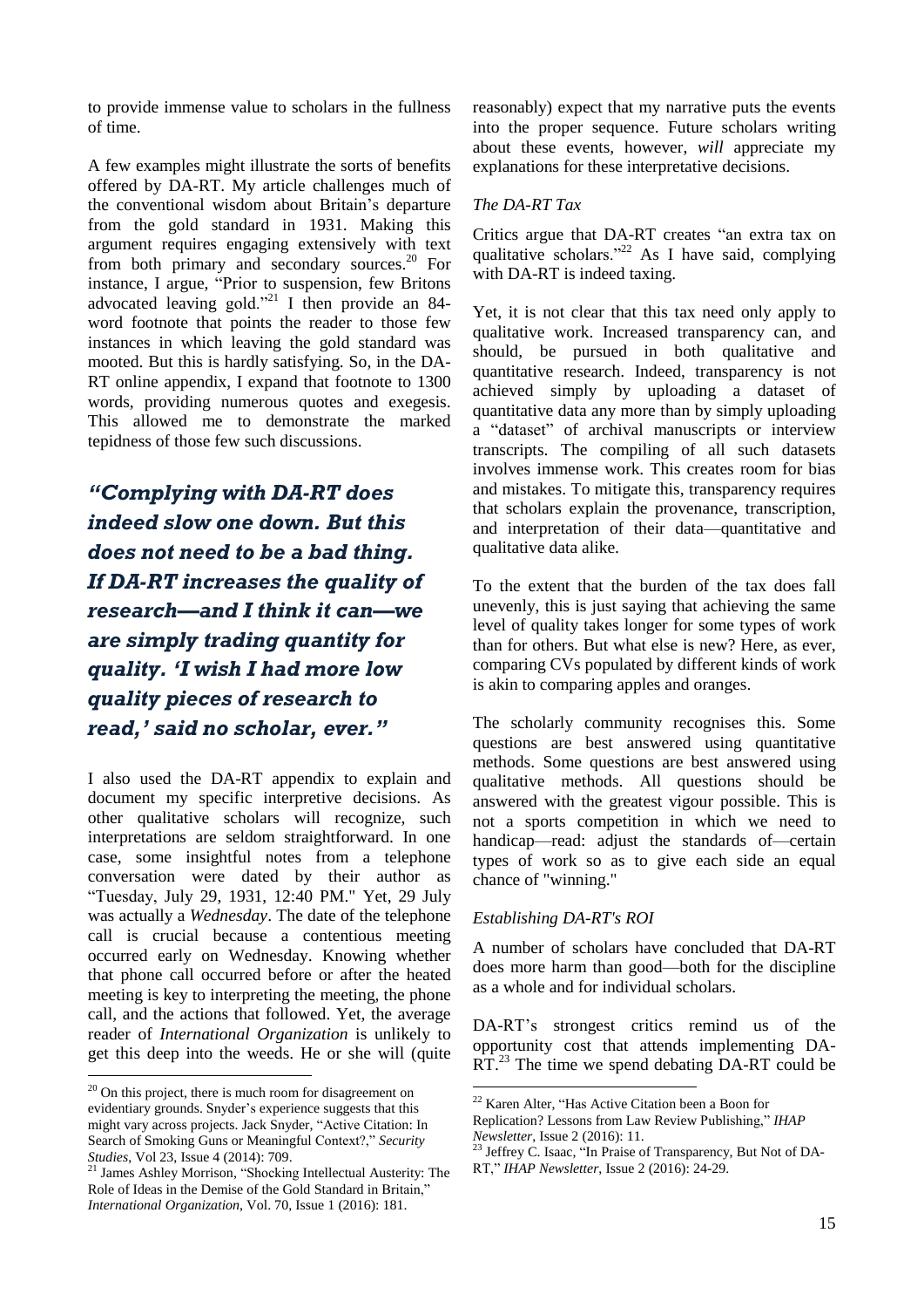to provide immense value to scholars in the fullness of time.

A few examples might illustrate the sorts of benefits offered by DA-RT. My article challenges much of the conventional wisdom about Britain's departure from the gold standard in 1931. Making this argument requires engaging extensively with text from both primary and secondary sources.[20] For instance, I argue, "Prior to suspension, few Britons advocated leaving gold."[21] I then provide an 84-word footnote that points the reader to those few instances in which leaving the gold standard was mooted. But this is hardly satisfying. So, in the DA-RT online appendix, I expand that footnote to 1300 words, providing numerous quotes and exegesis. This allowed me to demonstrate the marked tepidness of those few such discussions.

> ***"Complying with DA-RT does indeed slow one down. But this does not need to be a bad thing. If DA-RT increases the quality of research—and I think it can—we are simply trading quantity for quality. 'I wish I had more low quality pieces of research to read,' said no scholar, ever."***

I also used the DA-RT appendix to explain and document my specific interpretive decisions. As other qualitative scholars will recognize, such interpretations are seldom straightforward. In one case, some insightful notes from a telephone conversation were dated by their author as "Tuesday, July 29, 1931, 12:40 PM." Yet, 29 July was actually a *Wednesday*. The date of the telephone call is crucial because a contentious meeting occurred early on Wednesday. Knowing whether that phone call occurred before or after the heated meeting is key to interpreting the meeting, the phone call, and the actions that followed. Yet, the average reader of *International Organization* is unlikely to get this deep into the weeds. He or she will (quite reasonably) expect that my narrative puts the events into the proper sequence. Future scholars writing about these events, however, *will* appreciate my explanations for these interpretative decisions.

### *The DA-RT Tax*

Critics argue that DA-RT creates "an extra tax on qualitative scholars."[22] As I have said, complying with DA-RT is indeed taxing.

Yet, it is not clear that this tax need only apply to qualitative work. Increased transparency can, and should, be pursued in both qualitative and quantitative research. Indeed, transparency is not achieved simply by uploading a dataset of quantitative data any more than by simply uploading a "dataset" of archival manuscripts or interview transcripts. The compiling of all such datasets involves immense work. This creates room for bias and mistakes. To mitigate this, transparency requires that scholars explain the provenance, transcription, and interpretation of their data—quantitative and qualitative data alike.

To the extent that the burden of the tax does fall unevenly, this is just saying that achieving the same level of quality takes longer for some types of work than for others. But what else is new? Here, as ever, comparing CVs populated by different kinds of work is akin to comparing apples and oranges.

The scholarly community recognises this. Some questions are best answered using quantitative methods. Some questions are best answered using qualitative methods. All questions should be answered with the greatest vigour possible. This is not a sports competition in which we need to handicap—read: adjust the standards of—certain types of work so as to give each side an equal chance of "winning."

### *Establishing DA-RT's ROI*

A number of scholars have concluded that DA-RT does more harm than good—both for the discipline as a whole and for individual scholars.

DA-RT's strongest critics remind us of the opportunity cost that attends implementing DA-RT.[23] The time we spend debating DA-RT could be

---

[20] On this project, there is much room for disagreement on evidentiary grounds. Snyder's experience suggests that this might vary across projects. Jack Snyder, "Active Citation: In Search of Smoking Guns or Meaningful Context?," *Security Studies*, Vol 23, Issue 4 (2014): 709.

[21] James Ashley Morrison, "Shocking Intellectual Austerity: The Role of Ideas in the Demise of the Gold Standard in Britain," *International Organization*, Vol. 70, Issue 1 (2016): 181.

[22] Karen Alter, "Has Active Citation been a Boon for Replication? Lessons from Law Review Publishing," *IHAP Newsletter*, Issue 2 (2016): 11.

[23] Jeffrey C. Isaac, "In Praise of Transparency, But Not of DA-RT," *IHAP Newsletter*, Issue 2 (2016): 24-29.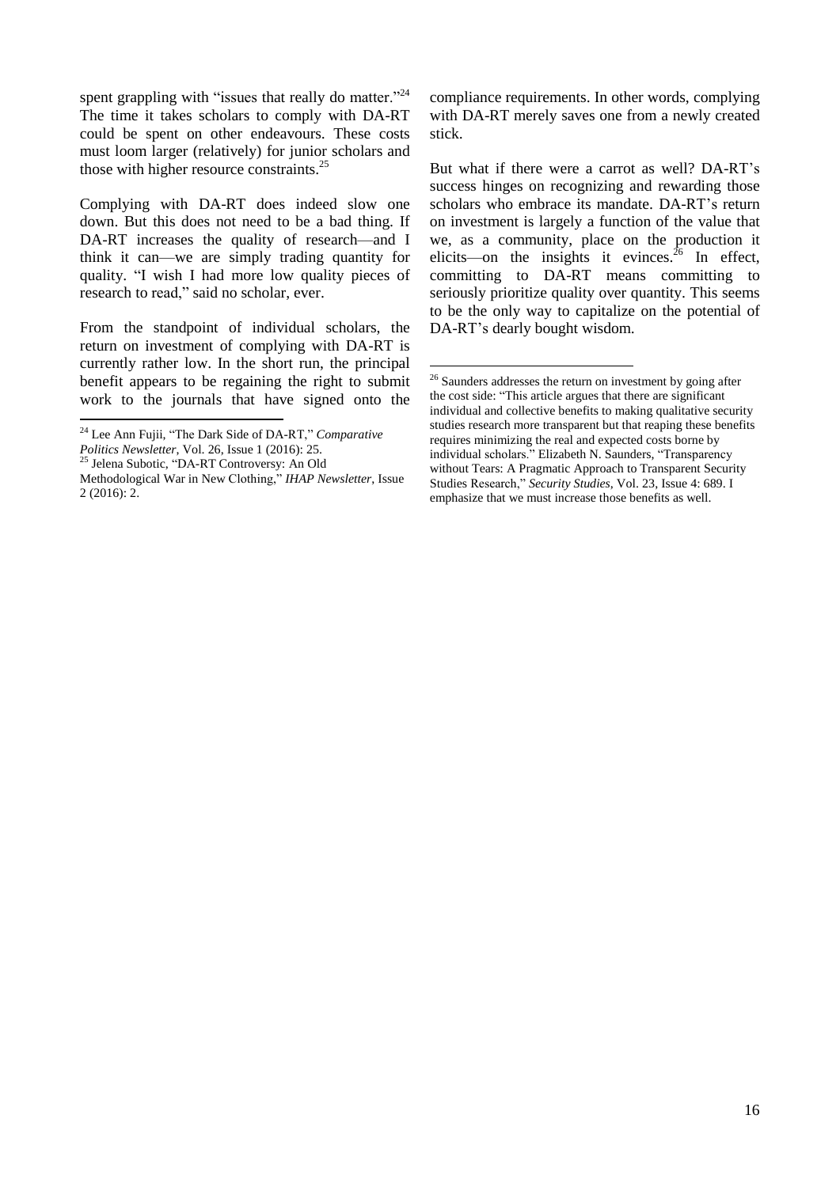spent grappling with "issues that really do matter."[24] The time it takes scholars to comply with DA-RT could be spent on other endeavours. These costs must loom larger (relatively) for junior scholars and those with higher resource constraints.[25]

Complying with DA-RT does indeed slow one down. But this does not need to be a bad thing. If DA-RT increases the quality of research—and I think it can—we are simply trading quantity for quality. "I wish I had more low quality pieces of research to read," said no scholar, ever.

From the standpoint of individual scholars, the return on investment of complying with DA-RT is currently rather low. In the short run, the principal benefit appears to be regaining the right to submit work to the journals that have signed onto the compliance requirements. In other words, complying with DA-RT merely saves one from a newly created stick.

But what if there were a carrot as well? DA-RT's success hinges on recognizing and rewarding those scholars who embrace its mandate. DA-RT's return on investment is largely a function of the value that we, as a community, place on the production it elicits—on the insights it evinces.[26] In effect, committing to DA-RT means committing to seriously prioritize quality over quantity. This seems to be the only way to capitalize on the potential of DA-RT's dearly bought wisdom.

---

[24] Lee Ann Fujii, "The Dark Side of DA-RT," *Comparative Politics Newsletter*, Vol. 26, Issue 1 (2016): 25.

[25] Jelena Subotic, "DA-RT Controversy: An Old Methodological War in New Clothing," *IHAP Newsletter*, Issue 2 (2016): 2.

[26] Saunders addresses the return on investment by going after the cost side: "This article argues that there are significant individual and collective benefits to making qualitative security studies research more transparent but that reaping these benefits requires minimizing the real and expected costs borne by individual scholars." Elizabeth N. Saunders, "Transparency without Tears: A Pragmatic Approach to Transparent Security Studies Research," *Security Studies*, Vol. 23, Issue 4: 689. I emphasize that we must increase those benefits as well.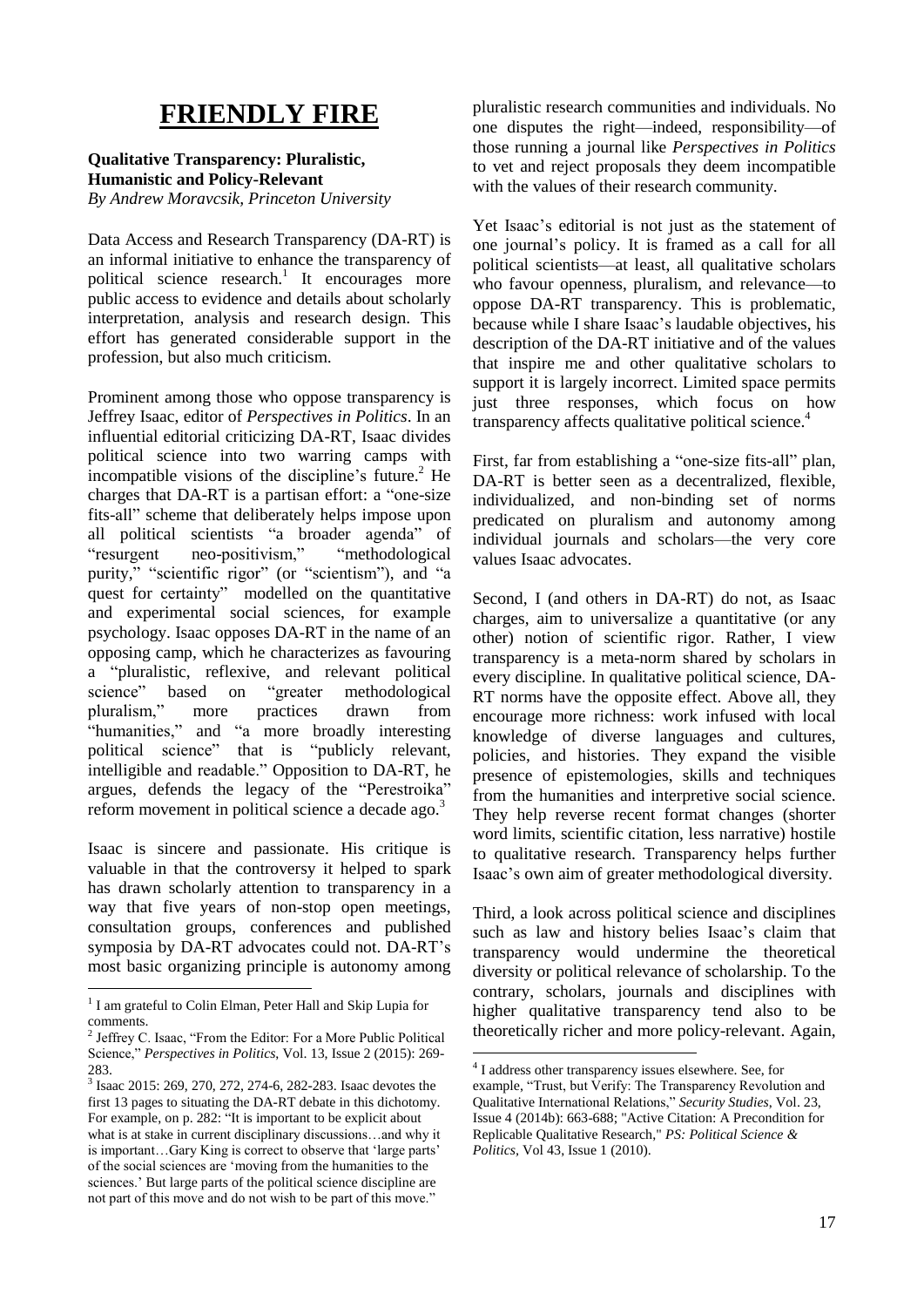# FRIENDLY FIRE

**Qualitative Transparency: Pluralistic, Humanistic and Policy-Relevant**
*By Andrew Moravcsik, Princeton University*

Data Access and Research Transparency (DA-RT) is an informal initiative to enhance the transparency of political science research.[1] It encourages more public access to evidence and details about scholarly interpretation, analysis and research design. This effort has generated considerable support in the profession, but also much criticism.

Prominent among those who oppose transparency is Jeffrey Isaac, editor of *Perspectives in Politics*. In an influential editorial criticizing DA-RT, Isaac divides political science into two warring camps with incompatible visions of the discipline's future.[2] He charges that DA-RT is a partisan effort: a "one-size fits-all" scheme that deliberately helps impose upon all political scientists "a broader agenda" of "resurgent neo-positivism," "methodological purity," "scientific rigor" (or "scientism"), and "a quest for certainty" modelled on the quantitative and experimental social sciences, for example psychology. Isaac opposes DA-RT in the name of an opposing camp, which he characterizes as favouring a "pluralistic, reflexive, and relevant political science" based on "greater methodological pluralism," more practices drawn from "humanities," and "a more broadly interesting political science" that is "publicly relevant, intelligible and readable." Opposition to DA-RT, he argues, defends the legacy of the "Perestroika" reform movement in political science a decade ago.[3]

Isaac is sincere and passionate. His critique is valuable in that the controversy it helped to spark has drawn scholarly attention to transparency in a way that five years of non-stop open meetings, consultation groups, conferences and published symposia by DA-RT advocates could not. DA-RT's most basic organizing principle is autonomy among pluralistic research communities and individuals. No one disputes the right—indeed, responsibility—of those running a journal like *Perspectives in Politics* to vet and reject proposals they deem incompatible with the values of their research community.

Yet Isaac's editorial is not just as the statement of one journal's policy. It is framed as a call for all political scientists—at least, all qualitative scholars who favour openness, pluralism, and relevance—to oppose DA-RT transparency. This is problematic, because while I share Isaac's laudable objectives, his description of the DA-RT initiative and of the values that inspire me and other qualitative scholars to support it is largely incorrect. Limited space permits just three responses, which focus on how transparency affects qualitative political science.[4]

First, far from establishing a "one-size fits-all" plan, DA-RT is better seen as a decentralized, flexible, individualized, and non-binding set of norms predicated on pluralism and autonomy among individual journals and scholars—the very core values Isaac advocates.

Second, I (and others in DA-RT) do not, as Isaac charges, aim to universalize a quantitative (or any other) notion of scientific rigor. Rather, I view transparency is a meta-norm shared by scholars in every discipline. In qualitative political science, DA-RT norms have the opposite effect. Above all, they encourage more richness: work infused with local knowledge of diverse languages and cultures, policies, and histories. They expand the visible presence of epistemologies, skills and techniques from the humanities and interpretive social science. They help reverse recent format changes (shorter word limits, scientific citation, less narrative) hostile to qualitative research. Transparency helps further Isaac's own aim of greater methodological diversity.

Third, a look across political science and disciplines such as law and history belies Isaac's claim that transparency would undermine the theoretical diversity or political relevance of scholarship. To the contrary, scholars, journals and disciplines with higher qualitative transparency tend also to be theoretically richer and more policy-relevant. Again,

---

[1] I am grateful to Colin Elman, Peter Hall and Skip Lupia for comments.

[2] Jeffrey C. Isaac, "From the Editor: For a More Public Political Science," *Perspectives in Politics*, Vol. 13, Issue 2 (2015): 269-283.

[3] Isaac 2015: 269, 270, 272, 274-6, 282-283. Isaac devotes the first 13 pages to situating the DA-RT debate in this dichotomy. For example, on p. 282: "It is important to be explicit about what is at stake in current disciplinary discussions…and why it is important…Gary King is correct to observe that 'large parts' of the social sciences are 'moving from the humanities to the sciences.' But large parts of the political science discipline are not part of this move and do not wish to be part of this move."

[4] I address other transparency issues elsewhere. See, for example, "Trust, but Verify: The Transparency Revolution and Qualitative International Relations," *Security Studies*, Vol. 23, Issue 4 (2014b): 663-688; "Active Citation: A Precondition for Replicable Qualitative Research," *PS: Political Science & Politics*, Vol 43, Issue 1 (2010).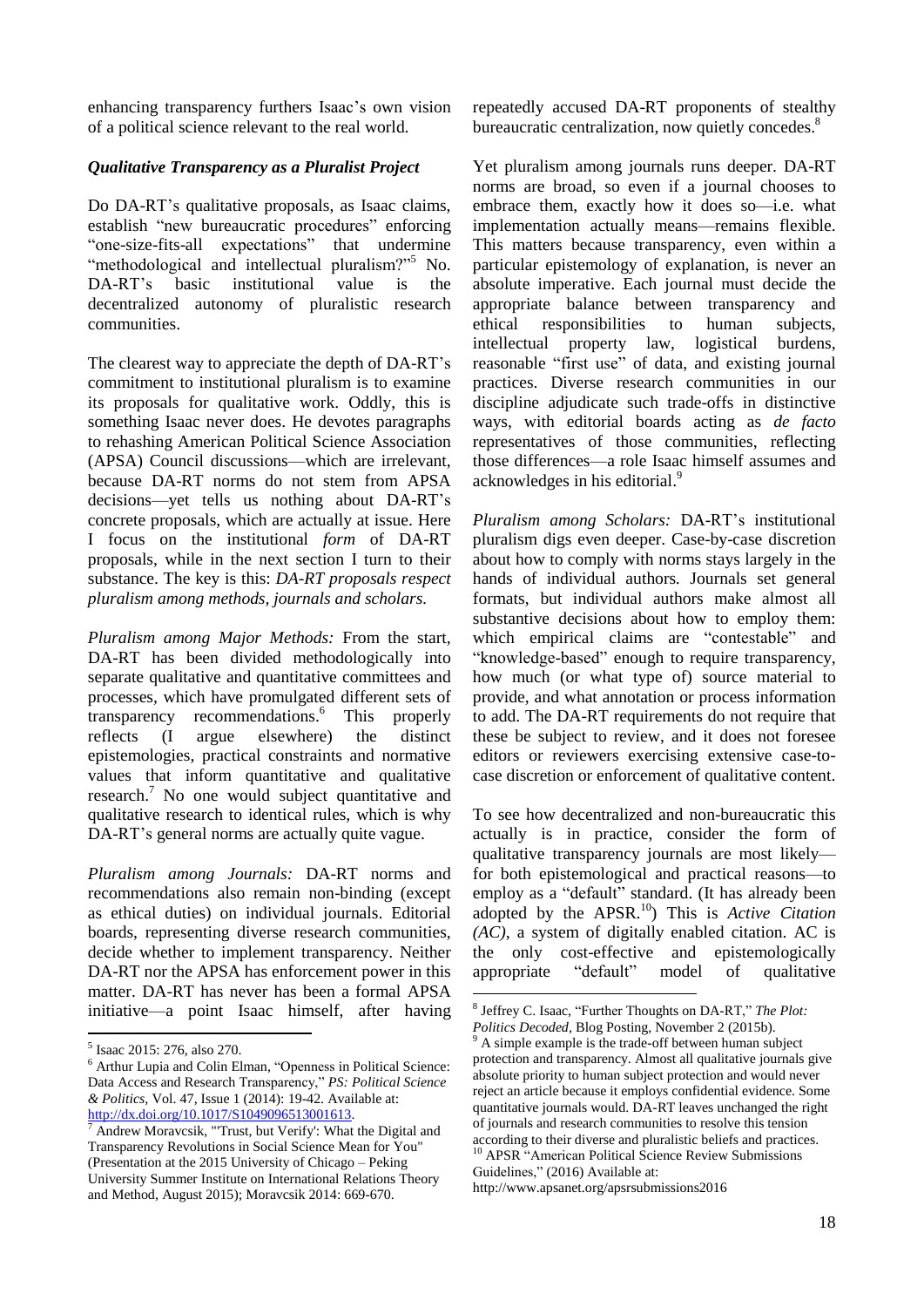enhancing transparency furthers Isaac's own vision of a political science relevant to the real world.

### *Qualitative Transparency as a Pluralist Project*

Do DA-RT's qualitative proposals, as Isaac claims, establish "new bureaucratic procedures" enforcing "one-size-fits-all expectations" that undermine "methodological and intellectual pluralism?"[5] No. DA-RT's basic institutional value is the decentralized autonomy of pluralistic research communities.

The clearest way to appreciate the depth of DA-RT's commitment to institutional pluralism is to examine its proposals for qualitative work. Oddly, this is something Isaac never does. He devotes paragraphs to rehashing American Political Science Association (APSA) Council discussions—which are irrelevant, because DA-RT norms do not stem from APSA decisions—yet tells us nothing about DA-RT's concrete proposals, which are actually at issue. Here I focus on the institutional *form* of DA-RT proposals, while in the next section I turn to their substance. The key is this: *DA-RT proposals respect pluralism among methods, journals and scholars.*

*Pluralism among Major Methods:* From the start, DA-RT has been divided methodologically into separate qualitative and quantitative committees and processes, which have promulgated different sets of transparency recommendations.[6] This properly reflects (I argue elsewhere) the distinct epistemologies, practical constraints and normative values that inform quantitative and qualitative research.[7] No one would subject quantitative and qualitative research to identical rules, which is why DA-RT's general norms are actually quite vague.

*Pluralism among Journals:* DA-RT norms and recommendations also remain non-binding (except as ethical duties) on individual journals. Editorial boards, representing diverse research communities, decide whether to implement transparency. Neither DA-RT nor the APSA has enforcement power in this matter. DA-RT has never has been a formal APSA initiative—a point Isaac himself, after having repeatedly accused DA-RT proponents of stealthy bureaucratic centralization, now quietly concedes.[8]

Yet pluralism among journals runs deeper. DA-RT norms are broad, so even if a journal chooses to embrace them, exactly how it does so—i.e. what implementation actually means—remains flexible. This matters because transparency, even within a particular epistemology of explanation, is never an absolute imperative. Each journal must decide the appropriate balance between transparency and ethical responsibilities to human subjects, intellectual property law, logistical burdens, reasonable "first use" of data, and existing journal practices. Diverse research communities in our discipline adjudicate such trade-offs in distinctive ways, with editorial boards acting as *de facto* representatives of those communities, reflecting those differences—a role Isaac himself assumes and acknowledges in his editorial.[9]

*Pluralism among Scholars:* DA-RT's institutional pluralism digs even deeper. Case-by-case discretion about how to comply with norms stays largely in the hands of individual authors. Journals set general formats, but individual authors make almost all substantive decisions about how to employ them: which empirical claims are "contestable" and "knowledge-based" enough to require transparency, how much (or what type of) source material to provide, and what annotation or process information to add. The DA-RT requirements do not require that these be subject to review, and it does not foresee editors or reviewers exercising extensive case-to-case discretion or enforcement of qualitative content.

To see how decentralized and non-bureaucratic this actually is in practice, consider the form of qualitative transparency journals are most likely—for both epistemological and practical reasons—to employ as a "default" standard. (It has already been adopted by the APSR.[10]) This is *Active Citation (AC)*, a system of digitally enabled citation. AC is the only cost-effective and epistemologically appropriate "default" model of qualitative

---

[5] Isaac 2015: 276, also 270.

[6] Arthur Lupia and Colin Elman, "Openness in Political Science: Data Access and Research Transparency," *PS: Political Science & Politics*, Vol. 47, Issue 1 (2014): 19-42. Available at: http://dx.doi.org/10.1017/S1049096513001613.

[7] Andrew Moravcsik, "'Trust, but Verify': What the Digital and Transparency Revolutions in Social Science Mean for You" (Presentation at the 2015 University of Chicago – Peking University Summer Institute on International Relations Theory and Method, August 2015); Moravcsik 2014: 669-670.

[8] Jeffrey C. Isaac, "Further Thoughts on DA-RT," *The Plot: Politics Decoded*, Blog Posting, November 2 (2015b).

[9] A simple example is the trade-off between human subject protection and transparency. Almost all qualitative journals give absolute priority to human subject protection and would never reject an article because it employs confidential evidence. Some quantitative journals would. DA-RT leaves unchanged the right of journals and research communities to resolve this tension according to their diverse and pluralistic beliefs and practices.

[10] APSR "American Political Science Review Submissions Guidelines," (2016) Available at: http://www.apsanet.org/apsrsubmissions2016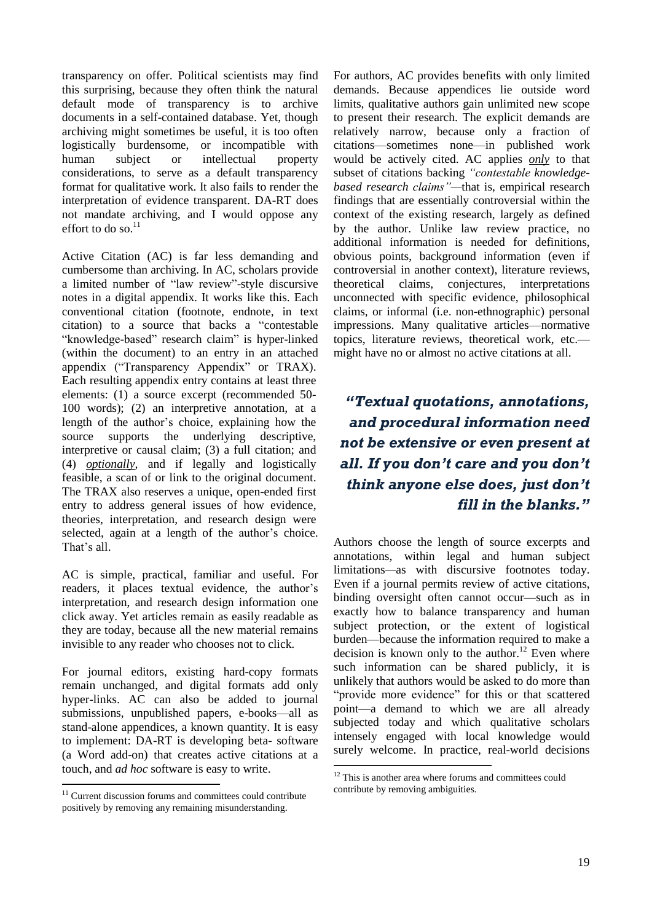transparency on offer. Political scientists may find this surprising, because they often think the natural default mode of transparency is to archive documents in a self-contained database. Yet, though archiving might sometimes be useful, it is too often logistically burdensome, or incompatible with human subject or intellectual property considerations, to serve as a default transparency format for qualitative work. It also fails to render the interpretation of evidence transparent. DA-RT does not mandate archiving, and I would oppose any effort to do so.[11]

Active Citation (AC) is far less demanding and cumbersome than archiving. In AC, scholars provide a limited number of "law review"-style discursive notes in a digital appendix. It works like this. Each conventional citation (footnote, endnote, in text citation) to a source that backs a "contestable "knowledge-based" research claim" is hyper-linked (within the document) to an entry in an attached appendix ("Transparency Appendix" or TRAX). Each resulting appendix entry contains at least three elements: (1) a source excerpt (recommended 50-100 words); (2) an interpretive annotation, at a length of the author's choice, explaining how the source supports the underlying descriptive, interpretive or causal claim; (3) a full citation; and (4) ***optionally***, and if legally and logistically feasible, a scan of or link to the original document. The TRAX also reserves a unique, open-ended first entry to address general issues of how evidence, theories, interpretation, and research design were selected, again at a length of the author's choice. That's all.

AC is simple, practical, familiar and useful. For readers, it places textual evidence, the author's interpretation, and research design information one click away. Yet articles remain as easily readable as they are today, because all the new material remains invisible to any reader who chooses not to click.

For journal editors, existing hard-copy formats remain unchanged, and digital formats add only hyper-links. AC can also be added to journal submissions, unpublished papers, e-books—all as stand-alone appendices, a known quantity. It is easy to implement: DA-RT is developing beta- software (a Word add-on) that creates active citations at a touch, and *ad hoc* software is easy to write.

For authors, AC provides benefits with only limited demands. Because appendices lie outside word limits, qualitative authors gain unlimited new scope to present their research. The explicit demands are relatively narrow, because only a fraction of citations—sometimes none—in published work would be actively cited. AC applies ***only*** to that subset of citations backing *"contestable knowledge-based research claims"*—that is, empirical research findings that are essentially controversial within the context of the existing research, largely as defined by the author. Unlike law review practice, no additional information is needed for definitions, obvious points, background information (even if controversial in another context), literature reviews, theoretical claims, conjectures, interpretations unconnected with specific evidence, philosophical claims, or informal (i.e. non-ethnographic) personal impressions. Many qualitative articles—normative topics, literature reviews, theoretical work, etc.—might have no or almost no active citations at all.

> ***"Textual quotations, annotations, and procedural information need not be extensive or even present at all. If you don't care and you don't think anyone else does, just don't fill in the blanks."***

Authors choose the length of source excerpts and annotations, within legal and human subject limitations—as with discursive footnotes today. Even if a journal permits review of active citations, binding oversight often cannot occur—such as in exactly how to balance transparency and human subject protection, or the extent of logistical burden—because the information required to make a decision is known only to the author.[12] Even where such information can be shared publicly, it is unlikely that authors would be asked to do more than "provide more evidence" for this or that scattered point—a demand to which we are all already subjected today and which qualitative scholars intensely engaged with local knowledge would surely welcome. In practice, real-world decisions

---

[11] Current discussion forums and committees could contribute positively by removing any remaining misunderstanding.

[12] This is another area where forums and committees could contribute by removing ambiguities.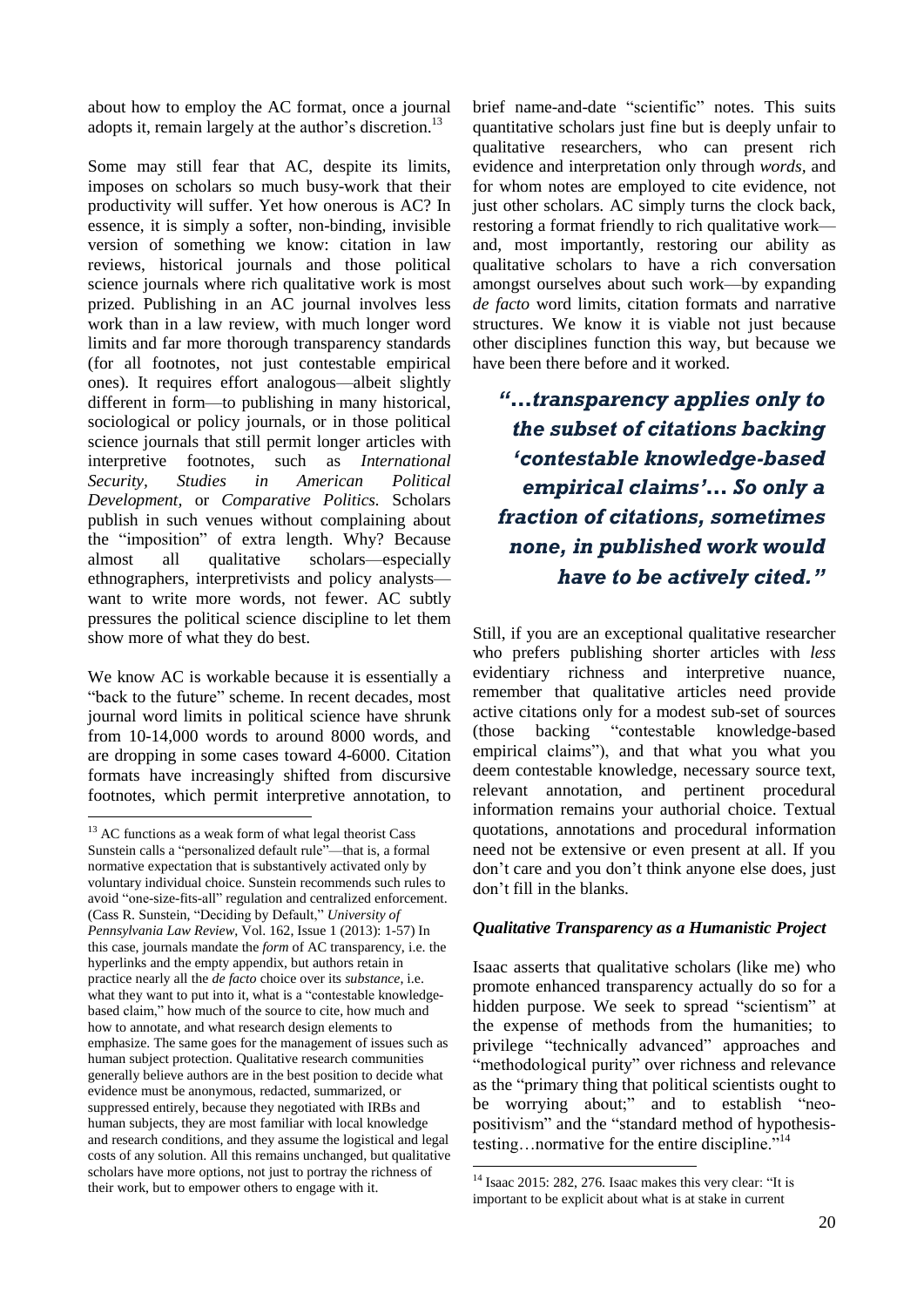about how to employ the AC format, once a journal adopts it, remain largely at the author's discretion.[13]

Some may still fear that AC, despite its limits, imposes on scholars so much busy-work that their productivity will suffer. Yet how onerous is AC? In essence, it is simply a softer, non-binding, invisible version of something we know: citation in law reviews, historical journals and those political science journals where rich qualitative work is most prized. Publishing in an AC journal involves less work than in a law review, with much longer word limits and far more thorough transparency standards (for all footnotes, not just contestable empirical ones). It requires effort analogous—albeit slightly different in form—to publishing in many historical, sociological or policy journals, or in those political science journals that still permit longer articles with interpretive footnotes, such as *International Security*, *Studies in American Political Development,* or *Comparative Politics.* Scholars publish in such venues without complaining about the "imposition" of extra length. Why? Because almost all qualitative scholars—especially ethnographers, interpretivists and policy analysts—want to write more words, not fewer. AC subtly pressures the political science discipline to let them show more of what they do best.

We know AC is workable because it is essentially a "back to the future" scheme. In recent decades, most journal word limits in political science have shrunk from 10-14,000 words to around 8000 words, and are dropping in some cases toward 4-6000. Citation formats have increasingly shifted from discursive footnotes, which permit interpretive annotation, to brief name-and-date "scientific" notes. This suits quantitative scholars just fine but is deeply unfair to qualitative researchers, who can present rich evidence and interpretation only through *words*, and for whom notes are employed to cite evidence, not just other scholars. AC simply turns the clock back, restoring a format friendly to rich qualitative work—and, most importantly, restoring our ability as qualitative scholars to have a rich conversation amongst ourselves about such work—by expanding *de facto* word limits, citation formats and narrative structures. We know it is viable not just because other disciplines function this way, but because we have been there before and it worked.

***"…transparency applies only to the subset of citations backing 'contestable knowledge-based empirical claims'… So only a fraction of citations, sometimes none, in published work would have to be actively cited."***

Still, if you are an exceptional qualitative researcher who prefers publishing shorter articles with *less* evidentiary richness and interpretive nuance, remember that qualitative articles need provide active citations only for a modest sub-set of sources (those backing "contestable knowledge-based empirical claims"), and that what you what you deem contestable knowledge, necessary source text, relevant annotation, and pertinent procedural information remains your authorial choice. Textual quotations, annotations and procedural information need not be extensive or even present at all. If you don't care and you don't think anyone else does, just don't fill in the blanks.

### *Qualitative Transparency as a Humanistic Project*

Isaac asserts that qualitative scholars (like me) who promote enhanced transparency actually do so for a hidden purpose. We seek to spread "scientism" at the expense of methods from the humanities; to privilege "technically advanced" approaches and "methodological purity" over richness and relevance as the "primary thing that political scientists ought to be worrying about;" and to establish "neo-positivism" and the "standard method of hypothesis-testing…normative for the entire discipline."[14]

---

[13] AC functions as a weak form of what legal theorist Cass Sunstein calls a "personalized default rule"—that is, a formal normative expectation that is substantively activated only by voluntary individual choice. Sunstein recommends such rules to avoid "one-size-fits-all" regulation and centralized enforcement. (Cass R. Sunstein, "Deciding by Default," *University of Pennsylvania Law Review*, Vol. 162, Issue 1 (2013): 1-57) In this case, journals mandate the *form* of AC transparency, i.e. the hyperlinks and the empty appendix, but authors retain in practice nearly all the *de facto* choice over its *substance*, i.e. what they want to put into it, what is a "contestable knowledge-based claim," how much of the source to cite, how much and how to annotate, and what research design elements to emphasize. The same goes for the management of issues such as human subject protection. Qualitative research communities generally believe authors are in the best position to decide what evidence must be anonymous, redacted, summarized, or suppressed entirely, because they negotiated with IRBs and human subjects, they are most familiar with local knowledge and research conditions, and they assume the logistical and legal costs of any solution. All this remains unchanged, but qualitative scholars have more options, not just to portray the richness of their work, but to empower others to engage with it.

[14] Isaac 2015: 282, 276. Isaac makes this very clear: "It is important to be explicit about what is at stake in current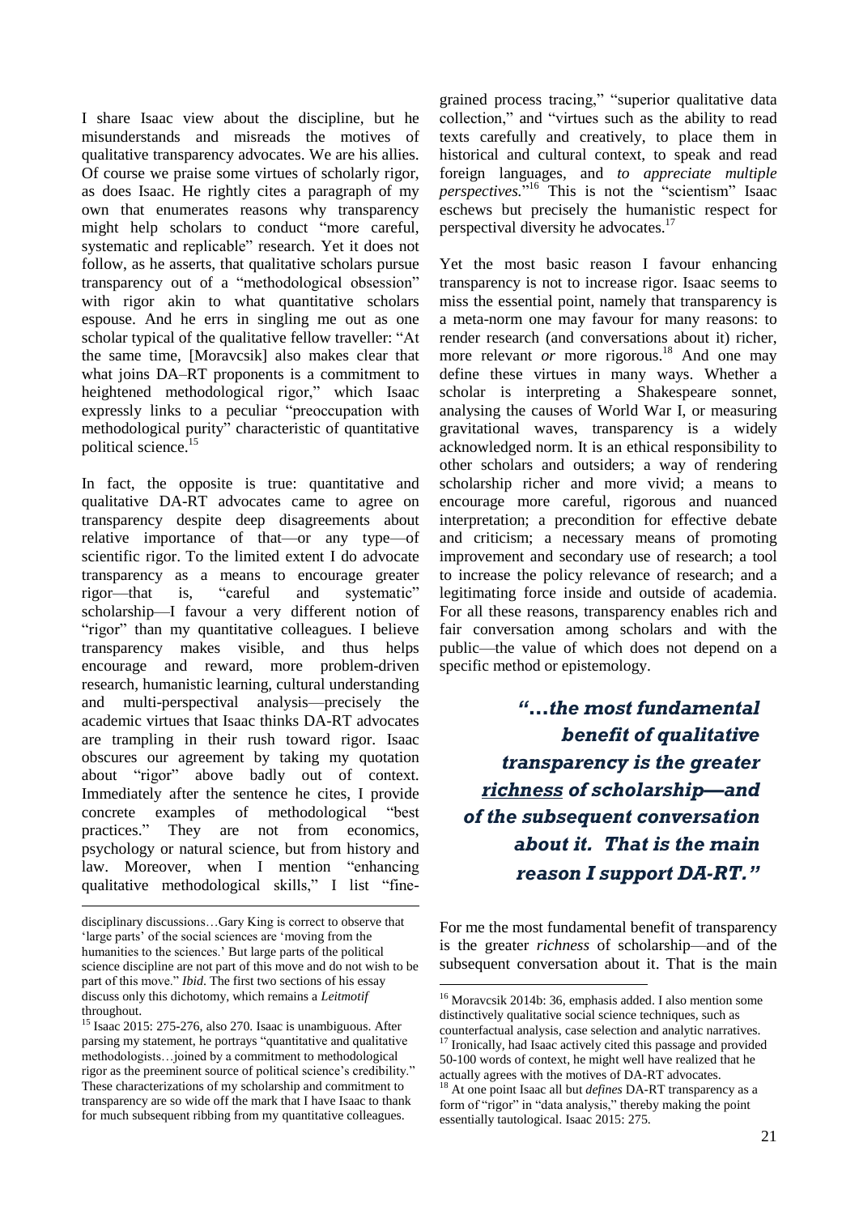I share Isaac view about the discipline, but he misunderstands and misreads the motives of qualitative transparency advocates. We are his allies. Of course we praise some virtues of scholarly rigor, as does Isaac. He rightly cites a paragraph of my own that enumerates reasons why transparency might help scholars to conduct "more careful, systematic and replicable" research. Yet it does not follow, as he asserts, that qualitative scholars pursue transparency out of a "methodological obsession" with rigor akin to what quantitative scholars espouse. And he errs in singling me out as one scholar typical of the qualitative fellow traveller: "At the same time, [Moravcsik] also makes clear that what joins DA–RT proponents is a commitment to heightened methodological rigor," which Isaac expressly links to a peculiar "preoccupation with methodological purity" characteristic of quantitative political science.[15]

In fact, the opposite is true: quantitative and qualitative DA-RT advocates came to agree on transparency despite deep disagreements about relative importance of that—or any type—of scientific rigor. To the limited extent I do advocate transparency as a means to encourage greater rigor—that is, "careful and systematic" scholarship—I favour a very different notion of "rigor" than my quantitative colleagues. I believe transparency makes visible, and thus helps encourage and reward, more problem-driven research, humanistic learning, cultural understanding and multi-perspectival analysis—precisely the academic virtues that Isaac thinks DA-RT advocates are trampling in their rush toward rigor. Isaac obscures our agreement by taking my quotation about "rigor" above badly out of context. Immediately after the sentence he cites, I provide concrete examples of methodological "best practices." They are not from economics, psychology or natural science, but from history and law. Moreover, when I mention "enhancing qualitative methodological skills," I list "fine-grained process tracing," "superior qualitative data collection," and "virtues such as the ability to read texts carefully and creatively, to place them in historical and cultural context, to speak and read foreign languages, and *to appreciate multiple perspectives.*"[16] This is not the "scientism" Isaac eschews but precisely the humanistic respect for perspectival diversity he advocates.[17]

Yet the most basic reason I favour enhancing transparency is not to increase rigor. Isaac seems to miss the essential point, namely that transparency is a meta-norm one may favour for many reasons: to render research (and conversations about it) richer, more relevant *or* more rigorous.[18] And one may define these virtues in many ways. Whether a scholar is interpreting a Shakespeare sonnet, analysing the causes of World War I, or measuring gravitational waves, transparency is a widely acknowledged norm. It is an ethical responsibility to other scholars and outsiders; a way of rendering scholarship richer and more vivid; a means to encourage more careful, rigorous and nuanced interpretation; a precondition for effective debate and criticism; a necessary means of promoting improvement and secondary use of research; a tool to increase the policy relevance of research; and a legitimating force inside and outside of academia. For all these reasons, transparency enables rich and fair conversation among scholars and with the public—the value of which does not depend on a specific method or epistemology.

> ***"…the most fundamental benefit of qualitative transparency is the greater richness of scholarship—and of the subsequent conversation about it. That is the main reason I support DA-RT."***

For me the most fundamental benefit of transparency is the greater *richness* of scholarship—and of the subsequent conversation about it. That is the main

---

disciplinary discussions…Gary King is correct to observe that 'large parts' of the social sciences are 'moving from the humanities to the sciences.' But large parts of the political science discipline are not part of this move and do not wish to be part of this move." *Ibid*. The first two sections of his essay discuss only this dichotomy, which remains a *Leitmotif* throughout.

[15] Isaac 2015: 275-276, also 270. Isaac is unambiguous. After parsing my statement, he portrays "quantitative and qualitative methodologists…joined by a commitment to methodological rigor as the preeminent source of political science's credibility." These characterizations of my scholarship and commitment to transparency are so wide off the mark that I have Isaac to thank for much subsequent ribbing from my quantitative colleagues.

[16] Moravcsik 2014b: 36, emphasis added. I also mention some distinctively qualitative social science techniques, such as counterfactual analysis, case selection and analytic narratives.

[17] Ironically, had Isaac actively cited this passage and provided 50-100 words of context, he might well have realized that he actually agrees with the motives of DA-RT advocates.

[18] At one point Isaac all but *defines* DA-RT transparency as a form of "rigor" in "data analysis," thereby making the point essentially tautological. Isaac 2015: 275.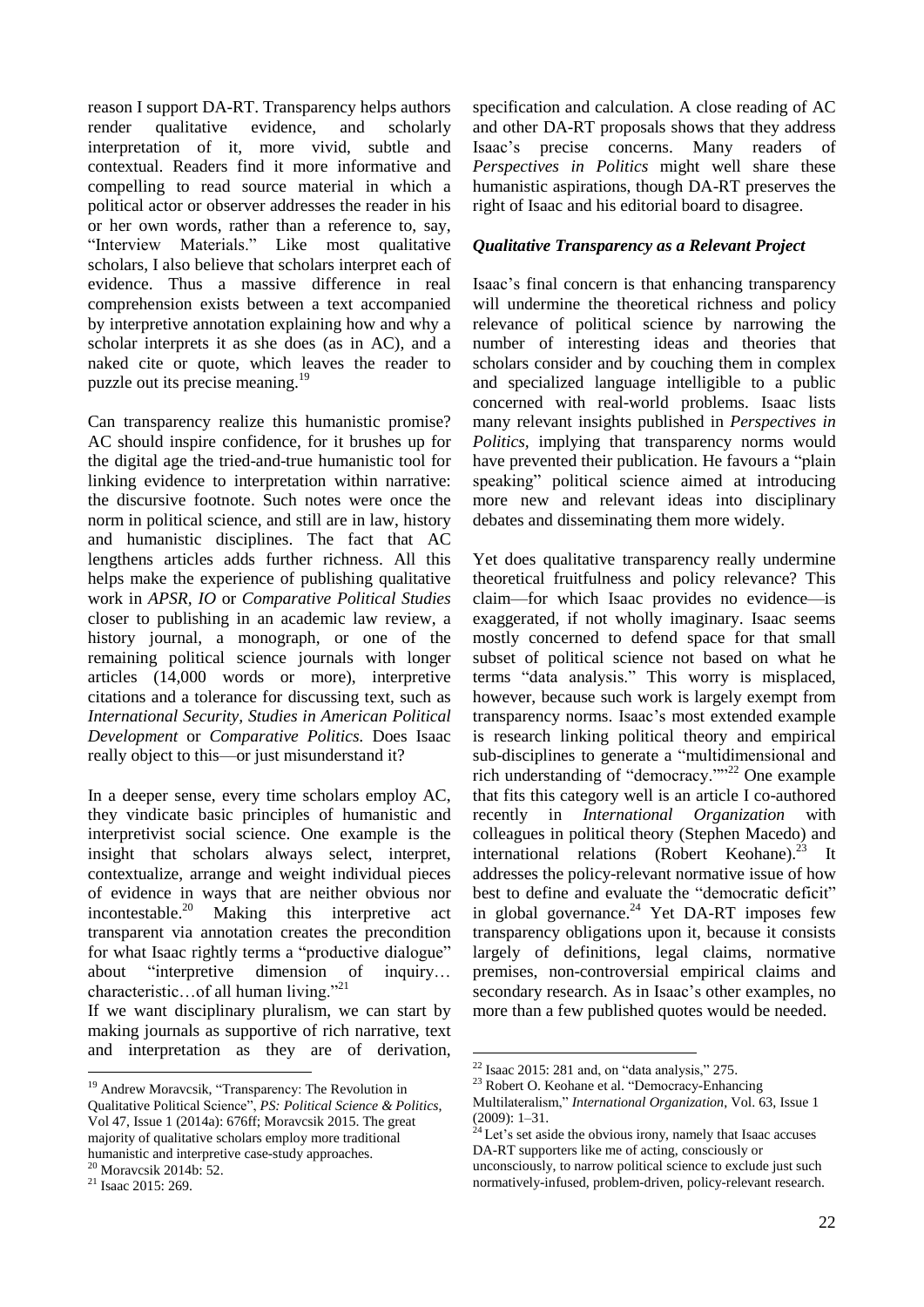reason I support DA-RT. Transparency helps authors render qualitative evidence, and scholarly interpretation of it, more vivid, subtle and contextual. Readers find it more informative and compelling to read source material in which a political actor or observer addresses the reader in his or her own words, rather than a reference to, say, "Interview Materials." Like most qualitative scholars, I also believe that scholars interpret each of evidence. Thus a massive difference in real comprehension exists between a text accompanied by interpretive annotation explaining how and why a scholar interprets it as she does (as in AC), and a naked cite or quote, which leaves the reader to puzzle out its precise meaning.[19]

Can transparency realize this humanistic promise? AC should inspire confidence, for it brushes up for the digital age the tried-and-true humanistic tool for linking evidence to interpretation within narrative: the discursive footnote. Such notes were once the norm in political science, and still are in law, history and humanistic disciplines. The fact that AC lengthens articles adds further richness. All this helps make the experience of publishing qualitative work in *APSR*, *IO* or *Comparative Political Studies* closer to publishing in an academic law review, a history journal, a monograph, or one of the remaining political science journals with longer articles (14,000 words or more), interpretive citations and a tolerance for discussing text, such as *International Security*, *Studies in American Political Development* or *Comparative Politics.* Does Isaac really object to this—or just misunderstand it?

In a deeper sense, every time scholars employ AC, they vindicate basic principles of humanistic and interpretivist social science. One example is the insight that scholars always select, interpret, contextualize, arrange and weight individual pieces of evidence in ways that are neither obvious nor incontestable.[20] Making this interpretive act transparent via annotation creates the precondition for what Isaac rightly terms a "productive dialogue" about "interpretive dimension of inquiry… characteristic…of all human living."[21]

If we want disciplinary pluralism, we can start by making journals as supportive of rich narrative, text and interpretation as they are of derivation, specification and calculation. A close reading of AC and other DA-RT proposals shows that they address Isaac's precise concerns. Many readers of *Perspectives in Politics* might well share these humanistic aspirations, though DA-RT preserves the right of Isaac and his editorial board to disagree.

### *Qualitative Transparency as a Relevant Project*

Isaac's final concern is that enhancing transparency will undermine the theoretical richness and policy relevance of political science by narrowing the number of interesting ideas and theories that scholars consider and by couching them in complex and specialized language intelligible to a public concerned with real-world problems. Isaac lists many relevant insights published in *Perspectives in Politics*, implying that transparency norms would have prevented their publication. He favours a "plain speaking" political science aimed at introducing more new and relevant ideas into disciplinary debates and disseminating them more widely.

Yet does qualitative transparency really undermine theoretical fruitfulness and policy relevance? This claim—for which Isaac provides no evidence—is exaggerated, if not wholly imaginary. Isaac seems mostly concerned to defend space for that small subset of political science not based on what he terms "data analysis." This worry is misplaced, however, because such work is largely exempt from transparency norms. Isaac's most extended example is research linking political theory and empirical sub-disciplines to generate a "multidimensional and rich understanding of "democracy.""[22] One example that fits this category well is an article I co-authored recently in *International Organization* with colleagues in political theory (Stephen Macedo) and international relations (Robert Keohane).[23] It addresses the policy-relevant normative issue of how best to define and evaluate the "democratic deficit" in global governance.[24] Yet DA-RT imposes few transparency obligations upon it, because it consists largely of definitions, legal claims, normative premises, non-controversial empirical claims and secondary research. As in Isaac's other examples, no more than a few published quotes would be needed.

---

[19] Andrew Moravcsik, "Transparency: The Revolution in Qualitative Political Science", *PS: Political Science & Politics*, Vol 47, Issue 1 (2014a): 676ff; Moravcsik 2015. The great majority of qualitative scholars employ more traditional humanistic and interpretive case-study approaches.

[20] Moravcsik 2014b: 52.

[21] Isaac 2015: 269.

[22] Isaac 2015: 281 and, on "data analysis," 275.

[23] Robert O. Keohane et al. "Democracy-Enhancing Multilateralism," *International Organization*, Vol. 63, Issue 1 (2009): 1–31.

[24] Let's set aside the obvious irony, namely that Isaac accuses DA-RT supporters like me of acting, consciously or unconsciously, to narrow political science to exclude just such normatively-infused, problem-driven, policy-relevant research.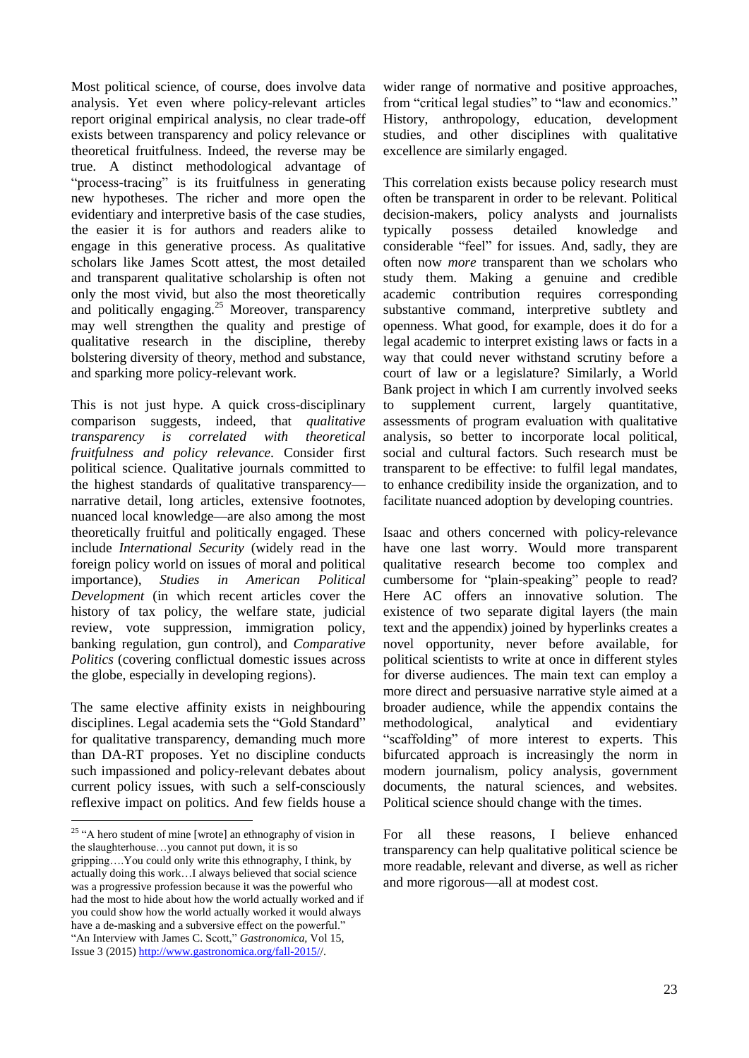Most political science, of course, does involve data analysis. Yet even where policy-relevant articles report original empirical analysis, no clear trade-off exists between transparency and policy relevance or theoretical fruitfulness. Indeed, the reverse may be true. A distinct methodological advantage of "process-tracing" is its fruitfulness in generating new hypotheses. The richer and more open the evidentiary and interpretive basis of the case studies, the easier it is for authors and readers alike to engage in this generative process. As qualitative scholars like James Scott attest, the most detailed and transparent qualitative scholarship is often not only the most vivid, but also the most theoretically and politically engaging.[25] Moreover, transparency may well strengthen the quality and prestige of qualitative research in the discipline, thereby bolstering diversity of theory, method and substance, and sparking more policy-relevant work.

This is not just hype. A quick cross-disciplinary comparison suggests, indeed, that *qualitative transparency is correlated with theoretical fruitfulness and policy relevance*. Consider first political science. Qualitative journals committed to the highest standards of qualitative transparency—narrative detail, long articles, extensive footnotes, nuanced local knowledge—are also among the most theoretically fruitful and politically engaged. These include *International Security* (widely read in the foreign policy world on issues of moral and political importance), *Studies in American Political Development* (in which recent articles cover the history of tax policy, the welfare state, judicial review, vote suppression, immigration policy, banking regulation, gun control), and *Comparative Politics* (covering conflictual domestic issues across the globe, especially in developing regions).

The same elective affinity exists in neighbouring disciplines. Legal academia sets the "Gold Standard" for qualitative transparency, demanding much more than DA-RT proposes. Yet no discipline conducts such impassioned and policy-relevant debates about current policy issues, with such a self-consciously reflexive impact on politics. And few fields house a wider range of normative and positive approaches, from "critical legal studies" to "law and economics." History, anthropology, education, development studies, and other disciplines with qualitative excellence are similarly engaged.

This correlation exists because policy research must often be transparent in order to be relevant. Political decision-makers, policy analysts and journalists typically possess detailed knowledge and considerable "feel" for issues. And, sadly, they are often now *more* transparent than we scholars who study them. Making a genuine and credible academic contribution requires corresponding substantive command, interpretive subtlety and openness. What good, for example, does it do for a legal academic to interpret existing laws or facts in a way that could never withstand scrutiny before a court of law or a legislature? Similarly, a World Bank project in which I am currently involved seeks to supplement current, largely quantitative, assessments of program evaluation with qualitative analysis, so better to incorporate local political, social and cultural factors. Such research must be transparent to be effective: to fulfil legal mandates, to enhance credibility inside the organization, and to facilitate nuanced adoption by developing countries.

Isaac and others concerned with policy-relevance have one last worry. Would more transparent qualitative research become too complex and cumbersome for "plain-speaking" people to read? Here AC offers an innovative solution. The existence of two separate digital layers (the main text and the appendix) joined by hyperlinks creates a novel opportunity, never before available, for political scientists to write at once in different styles for diverse audiences. The main text can employ a more direct and persuasive narrative style aimed at a broader audience, while the appendix contains the methodological, analytical and evidentiary "scaffolding" of more interest to experts. This bifurcated approach is increasingly the norm in modern journalism, policy analysis, government documents, the natural sciences, and websites. Political science should change with the times.

For all these reasons, I believe enhanced transparency can help qualitative political science be more readable, relevant and diverse, as well as richer and more rigorous—all at modest cost.

---

[25] "A hero student of mine [wrote] an ethnography of vision in the slaughterhouse…you cannot put down, it is so gripping….You could only write this ethnography, I think, by actually doing this work…I always believed that social science was a progressive profession because it was the powerful who had the most to hide about how the world actually worked and if you could show how the world actually worked it would always have a de-masking and a subversive effect on the powerful." "An Interview with James C. Scott," *Gastronomica*, Vol 15, Issue 3 (2015) http://www.gastronomica.org/fall-2015//.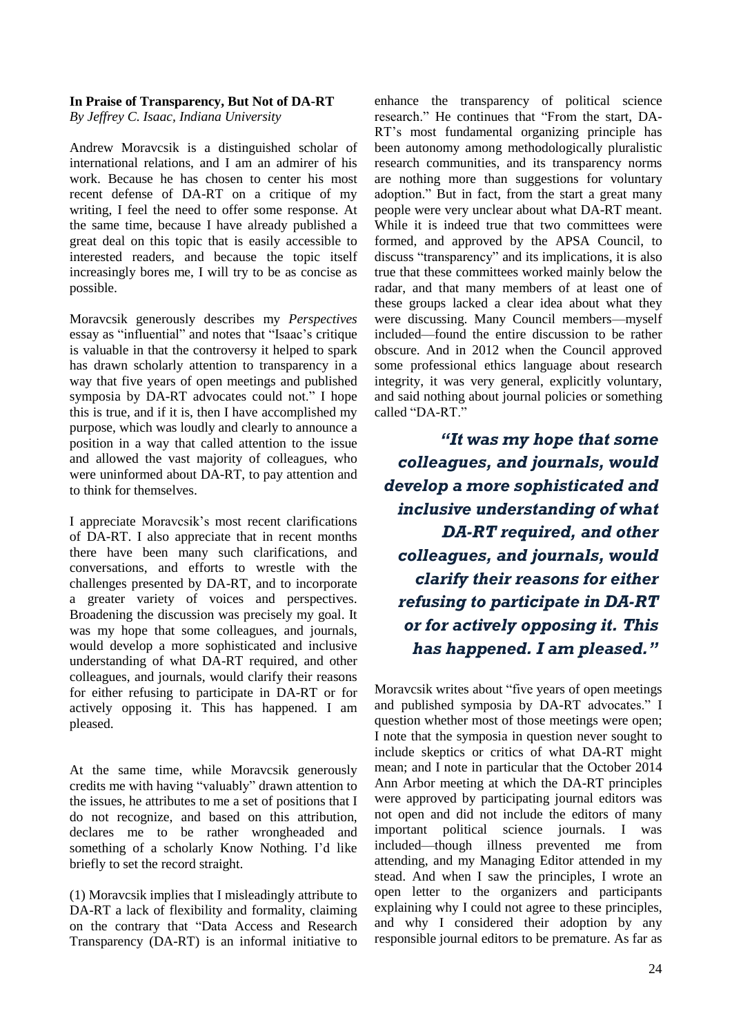## In Praise of Transparency, But Not of DA-RT

*By Jeffrey C. Isaac, Indiana University*

Andrew Moravcsik is a distinguished scholar of international relations, and I am an admirer of his work. Because he has chosen to center his most recent defense of DA-RT on a critique of my writing, I feel the need to offer some response. At the same time, because I have already published a great deal on this topic that is easily accessible to interested readers, and because the topic itself increasingly bores me, I will try to be as concise as possible.

Moravcsik generously describes my *Perspectives* essay as "influential" and notes that "Isaac's critique is valuable in that the controversy it helped to spark has drawn scholarly attention to transparency in a way that five years of open meetings and published symposia by DA-RT advocates could not." I hope this is true, and if it is, then I have accomplished my purpose, which was loudly and clearly to announce a position in a way that called attention to the issue and allowed the vast majority of colleagues, who were uninformed about DA-RT, to pay attention and to think for themselves.

I appreciate Moravcsik's most recent clarifications of DA-RT. I also appreciate that in recent months there have been many such clarifications, and conversations, and efforts to wrestle with the challenges presented by DA-RT, and to incorporate a greater variety of voices and perspectives. Broadening the discussion was precisely my goal. It was my hope that some colleagues, and journals, would develop a more sophisticated and inclusive understanding of what DA-RT required, and other colleagues, and journals, would clarify their reasons for either refusing to participate in DA-RT or for actively opposing it. This has happened. I am pleased.

At the same time, while Moravcsik generously credits me with having "valuably" drawn attention to the issues, he attributes to me a set of positions that I do not recognize, and based on this attribution, declares me to be rather wrongheaded and something of a scholarly Know Nothing. I'd like briefly to set the record straight.

(1) Moravcsik implies that I misleadingly attribute to DA-RT a lack of flexibility and formality, claiming on the contrary that "Data Access and Research Transparency (DA-RT) is an informal initiative to enhance the transparency of political science research." He continues that "From the start, DA-RT's most fundamental organizing principle has been autonomy among methodologically pluralistic research communities, and its transparency norms are nothing more than suggestions for voluntary adoption." But in fact, from the start a great many people were very unclear about what DA-RT meant. While it is indeed true that two committees were formed, and approved by the APSA Council, to discuss "transparency" and its implications, it is also true that these committees worked mainly below the radar, and that many members of at least one of these groups lacked a clear idea about what they were discussing. Many Council members—myself included—found the entire discussion to be rather obscure. And in 2012 when the Council approved some professional ethics language about research integrity, it was very general, explicitly voluntary, and said nothing about journal policies or something called "DA-RT."

> ***"It was my hope that some colleagues, and journals, would develop a more sophisticated and inclusive understanding of what DA-RT required, and other colleagues, and journals, would clarify their reasons for either refusing to participate in DA-RT or for actively opposing it. This has happened. I am pleased."***

Moravcsik writes about "five years of open meetings and published symposia by DA-RT advocates." I question whether most of those meetings were open; I note that the symposia in question never sought to include skeptics or critics of what DA-RT might mean; and I note in particular that the October 2014 Ann Arbor meeting at which the DA-RT principles were approved by participating journal editors was not open and did not include the editors of many important political science journals. I was included—though illness prevented me from attending, and my Managing Editor attended in my stead. And when I saw the principles, I wrote an open letter to the organizers and participants explaining why I could not agree to these principles, and why I considered their adoption by any responsible journal editors to be premature. As far as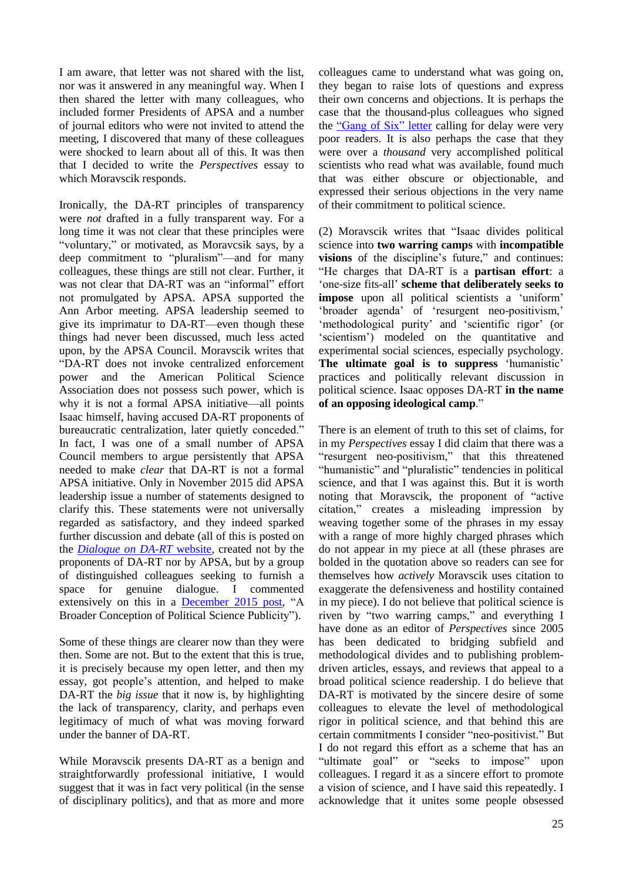I am aware, that letter was not shared with the list, nor was it answered in any meaningful way. When I then shared the letter with many colleagues, who included former Presidents of APSA and a number of journal editors who were not invited to attend the meeting, I discovered that many of these colleagues were shocked to learn about all of this. It was then that I decided to write the *Perspectives* essay to which Moravcsik responds.

Ironically, the DA-RT principles of transparency were *not* drafted in a fully transparent way. For a long time it was not clear that these principles were "voluntary," or motivated, as Moravcsik says, by a deep commitment to "pluralism"—and for many colleagues, these things are still not clear. Further, it was not clear that DA-RT was an "informal" effort not promulgated by APSA. APSA supported the Ann Arbor meeting. APSA leadership seemed to give its imprimatur to DA-RT—even though these things had never been discussed, much less acted upon, by the APSA Council. Moravcsik writes that "DA-RT does not invoke centralized enforcement power and the American Political Science Association does not possess such power, which is why it is not a formal APSA initiative—all points Isaac himself, having accused DA-RT proponents of bureaucratic centralization, later quietly conceded." In fact, I was one of a small number of APSA Council members to argue persistently that APSA needed to make *clear* that DA-RT is not a formal APSA initiative. Only in November 2015 did APSA leadership issue a number of statements designed to clarify this. These statements were not universally regarded as satisfactory, and they indeed sparked further discussion and debate (all of this is posted on the *Dialogue on DA-RT* website, created not by the proponents of DA-RT nor by APSA, but by a group of distinguished colleagues seeking to furnish a space for genuine dialogue. I commented extensively on this in a December 2015 post, "A Broader Conception of Political Science Publicity").

Some of these things are clearer now than they were then. Some are not. But to the extent that this is true, it is precisely because my open letter, and then my essay, got people's attention, and helped to make DA-RT the *big issue* that it now is, by highlighting the lack of transparency, clarity, and perhaps even legitimacy of much of what was moving forward under the banner of DA-RT.

While Moravcsik presents DA-RT as a benign and straightforwardly professional initiative, I would suggest that it was in fact very political (in the sense of disciplinary politics), and that as more and more colleagues came to understand what was going on, they began to raise lots of questions and express their own concerns and objections. It is perhaps the case that the thousand-plus colleagues who signed the "Gang of Six" letter calling for delay were very poor readers. It is also perhaps the case that they were over a *thousand* very accomplished political scientists who read what was available, found much that was either obscure or objectionable, and expressed their serious objections in the very name of their commitment to political science.

(2) Moravcsik writes that "Isaac divides political science into **two warring camps** with **incompatible visions** of the discipline's future," and continues: "He charges that DA-RT is a **partisan effort**: a 'one-size fits-all' **scheme that deliberately seeks to impose** upon all political scientists a 'uniform' 'broader agenda' of 'resurgent neo-positivism,' 'methodological purity' and 'scientific rigor' (or 'scientism') modeled on the quantitative and experimental social sciences, especially psychology. **The ultimate goal is to suppress** 'humanistic' practices and politically relevant discussion in political science. Isaac opposes DA-RT **in the name of an opposing ideological camp**."

There is an element of truth to this set of claims, for in my *Perspectives* essay I did claim that there was a "resurgent neo-positivism," that this threatened "humanistic" and "pluralistic" tendencies in political science, and that I was against this. But it is worth noting that Moravcsik, the proponent of "active citation," creates a misleading impression by weaving together some of the phrases in my essay with a range of more highly charged phrases which do not appear in my piece at all (these phrases are bolded in the quotation above so readers can see for themselves how *actively* Moravcsik uses citation to exaggerate the defensiveness and hostility contained in my piece). I do not believe that political science is riven by "two warring camps," and everything I have done as an editor of *Perspectives* since 2005 has been dedicated to bridging subfield and methodological divides and to publishing problem-driven articles, essays, and reviews that appeal to a broad political science readership. I do believe that DA-RT is motivated by the sincere desire of some colleagues to elevate the level of methodological rigor in political science, and that behind this are certain commitments I consider "neo-positivist." But I do not regard this effort as a scheme that has an "ultimate goal" or "seeks to impose" upon colleagues. I regard it as a sincere effort to promote a vision of science, and I have said this repeatedly. I acknowledge that it unites some people obsessed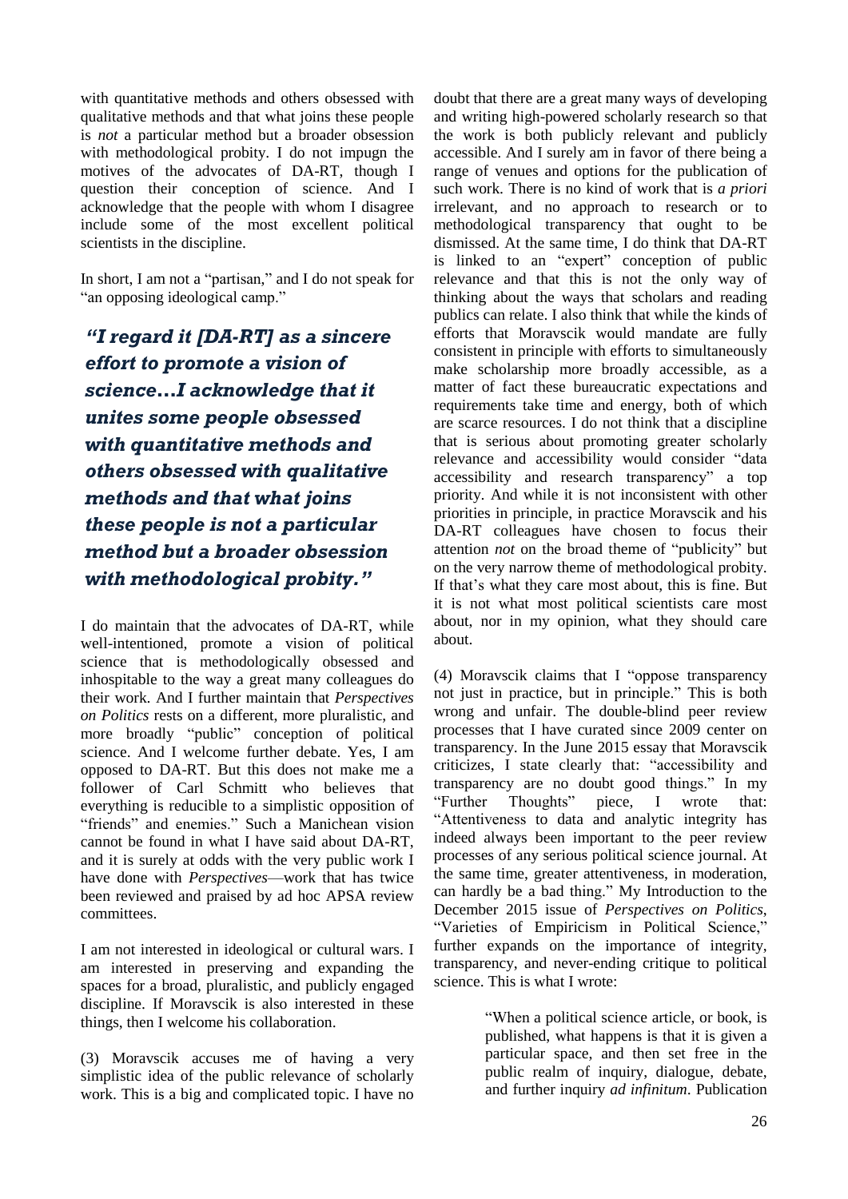with quantitative methods and others obsessed with qualitative methods and that what joins these people is *not* a particular method but a broader obsession with methodological probity. I do not impugn the motives of the advocates of DA-RT, though I question their conception of science. And I acknowledge that the people with whom I disagree include some of the most excellent political scientists in the discipline.

In short, I am not a "partisan," and I do not speak for "an opposing ideological camp."

> ***"I regard it [DA-RT] as a sincere effort to promote a vision of science…I acknowledge that it unites some people obsessed with quantitative methods and others obsessed with qualitative methods and that what joins these people is not a particular method but a broader obsession with methodological probity."***

I do maintain that the advocates of DA-RT, while well-intentioned, promote a vision of political science that is methodologically obsessed and inhospitable to the way a great many colleagues do their work. And I further maintain that *Perspectives on Politics* rests on a different, more pluralistic, and more broadly "public" conception of political science. And I welcome further debate. Yes, I am opposed to DA-RT. But this does not make me a follower of Carl Schmitt who believes that everything is reducible to a simplistic opposition of "friends" and enemies." Such a Manichean vision cannot be found in what I have said about DA-RT, and it is surely at odds with the very public work I have done with *Perspectives*—work that has twice been reviewed and praised by ad hoc APSA review committees.

I am not interested in ideological or cultural wars. I am interested in preserving and expanding the spaces for a broad, pluralistic, and publicly engaged discipline. If Moravcsik is also interested in these things, then I welcome his collaboration.

(3) Moravcsik accuses me of having a very simplistic idea of the public relevance of scholarly work. This is a big and complicated topic. I have no doubt that there are a great many ways of developing and writing high-powered scholarly research so that the work is both publicly relevant and publicly accessible. And I surely am in favor of there being a range of venues and options for the publication of such work. There is no kind of work that is *a priori* irrelevant, and no approach to research or to methodological transparency that ought to be dismissed. At the same time, I do think that DA-RT is linked to an "expert" conception of public relevance and that this is not the only way of thinking about the ways that scholars and reading publics can relate. I also think that while the kinds of efforts that Moravcsik would mandate are fully consistent in principle with efforts to simultaneously make scholarship more broadly accessible, as a matter of fact these bureaucratic expectations and requirements take time and energy, both of which are scarce resources. I do not think that a discipline that is serious about promoting greater scholarly relevance and accessibility would consider "data accessibility and research transparency" a top priority. And while it is not inconsistent with other priorities in principle, in practice Moravscik and his DA-RT colleagues have chosen to focus their attention *not* on the broad theme of "publicity" but on the very narrow theme of methodological probity. If that's what they care most about, this is fine. But it is not what most political scientists care most about, nor in my opinion, what they should care about.

(4) Moravscik claims that I "oppose transparency not just in practice, but in principle." This is both wrong and unfair. The double-blind peer review processes that I have curated since 2009 center on transparency. In the June 2015 essay that Moravscik criticizes, I state clearly that: "accessibility and transparency are no doubt good things." In my "Further Thoughts" piece, I wrote that: "Attentiveness to data and analytic integrity has indeed always been important to the peer review processes of any serious political science journal. At the same time, greater attentiveness, in moderation, can hardly be a bad thing." My Introduction to the December 2015 issue of *Perspectives on Politics*, "Varieties of Empiricism in Political Science," further expands on the importance of integrity, transparency, and never-ending critique to political science. This is what I wrote:

> "When a political science article, or book, is published, what happens is that it is given a particular space, and then set free in the public realm of inquiry, dialogue, debate, and further inquiry *ad infinitum*. Publication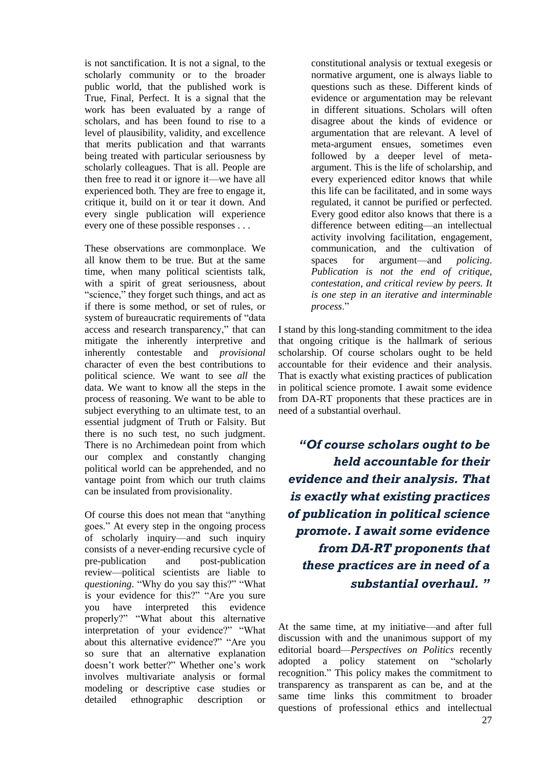is not sanctification. It is not a signal, to the scholarly community or to the broader public world, that the published work is True, Final, Perfect. It is a signal that the work has been evaluated by a range of scholars, and has been found to rise to a level of plausibility, validity, and excellence that merits publication and that warrants being treated with particular seriousness by scholarly colleagues. That is all. People are then free to read it or ignore it—we have all experienced both. They are free to engage it, critique it, build on it or tear it down. And every single publication will experience every one of these possible responses . . .

These observations are commonplace. We all know them to be true. But at the same time, when many political scientists talk, with a spirit of great seriousness, about "science," they forget such things, and act as if there is some method, or set of rules, or system of bureaucratic requirements of "data access and research transparency," that can mitigate the inherently interpretive and inherently contestable and *provisional* character of even the best contributions to political science. We want to see *all* the data. We want to know all the steps in the process of reasoning. We want to be able to subject everything to an ultimate test, to an essential judgment of Truth or Falsity. But there is no such test, no such judgment. There is no Archimedean point from which our complex and constantly changing political world can be apprehended, and no vantage point from which our truth claims can be insulated from provisionality.

Of course this does not mean that "anything goes." At every step in the ongoing process of scholarly inquiry—and such inquiry consists of a never-ending recursive cycle of pre-publication and post-publication review—political scientists are liable to *questioning*. "Why do you say this?" "What is your evidence for this?" "Are you sure you have interpreted this evidence properly?" "What about this alternative interpretation of your evidence?" "What about this alternative evidence?" "Are you so sure that an alternative explanation doesn't work better?" Whether one's work involves multivariate analysis or formal modeling or descriptive case studies or detailed ethnographic description or constitutional analysis or textual exegesis or normative argument, one is always liable to questions such as these. Different kinds of evidence or argumentation may be relevant in different situations. Scholars will often disagree about the kinds of evidence or argumentation that are relevant. A level of meta-argument ensues, sometimes even followed by a deeper level of meta-argument. This is the life of scholarship, and every experienced editor knows that while this life can be facilitated, and in some ways regulated, it cannot be purified or perfected. Every good editor also knows that there is a difference between editing—an intellectual activity involving facilitation, engagement, communication, and the cultivation of spaces for argument—and *policing*. *Publication is not the end of critique, contestation, and critical review by peers. It is one step in an iterative and interminable process*."

I stand by this long-standing commitment to the idea that ongoing critique is the hallmark of serious scholarship. Of course scholars ought to be held accountable for their evidence and their analysis. That is exactly what existing practices of publication in political science promote. I await some evidence from DA-RT proponents that these practices are in need of a substantial overhaul.

> ***"Of course scholars ought to be held accountable for their evidence and their analysis. That is exactly what existing practices of publication in political science promote. I await some evidence from DA-RT proponents that these practices are in need of a substantial overhaul. "***

At the same time, at my initiative—and after full discussion with and the unanimous support of my editorial board—*Perspectives on Politics* recently adopted a policy statement on "scholarly recognition." This policy makes the commitment to transparency as transparent as can be, and at the same time links this commitment to broader questions of professional ethics and intellectual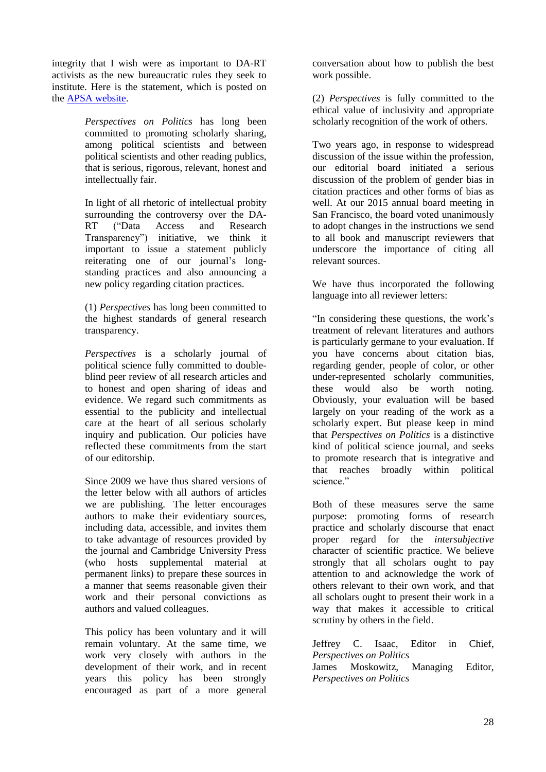integrity that I wish were as important to DA-RT activists as the new bureaucratic rules they seek to institute. Here is the statement, which is posted on the APSA website.

> *Perspectives on Politics* has long been committed to promoting scholarly sharing, among political scientists and between political scientists and other reading publics, that is serious, rigorous, relevant, honest and intellectually fair.
>
> In light of all rhetoric of intellectual probity surrounding the controversy over the DA-RT ("Data Access and Research Transparency") initiative, we think it important to issue a statement publicly reiterating one of our journal's long-standing practices and also announcing a new policy regarding citation practices.
>
> (1) *Perspectives* has long been committed to the highest standards of general research transparency.
>
> *Perspectives* is a scholarly journal of political science fully committed to double-blind peer review of all research articles and to honest and open sharing of ideas and evidence. We regard such commitments as essential to the publicity and intellectual care at the heart of all serious scholarly inquiry and publication. Our policies have reflected these commitments from the start of our editorship.
>
> Since 2009 we have thus shared versions of the letter below with all authors of articles we are publishing. The letter encourages authors to make their evidentiary sources, including data, accessible, and invites them to take advantage of resources provided by the journal and Cambridge University Press (who hosts supplemental material at permanent links) to prepare these sources in a manner that seems reasonable given their work and their personal convictions as authors and valued colleagues.
>
> This policy has been voluntary and it will remain voluntary. At the same time, we work very closely with authors in the development of their work, and in recent years this policy has been strongly encouraged as part of a more general conversation about how to publish the best work possible.
>
> (2) *Perspectives* is fully committed to the ethical value of inclusivity and appropriate scholarly recognition of the work of others.
>
> Two years ago, in response to widespread discussion of the issue within the profession, our editorial board initiated a serious discussion of the problem of gender bias in citation practices and other forms of bias as well. At our 2015 annual board meeting in San Francisco, the board voted unanimously to adopt changes in the instructions we send to all book and manuscript reviewers that underscore the importance of citing all relevant sources.
>
> We have thus incorporated the following language into all reviewer letters:
>
> "In considering these questions, the work's treatment of relevant literatures and authors is particularly germane to your evaluation. If you have concerns about citation bias, regarding gender, people of color, or other under-represented scholarly communities, these would also be worth noting. Obviously, your evaluation will be based largely on your reading of the work as a scholarly expert. But please keep in mind that *Perspectives on Politics* is a distinctive kind of political science journal, and seeks to promote research that is integrative and that reaches broadly within political science."
>
> Both of these measures serve the same purpose: promoting forms of research practice and scholarly discourse that enact proper regard for the *intersubjective* character of scientific practice. We believe strongly that all scholars ought to pay attention to and acknowledge the work of others relevant to their own work, and that all scholars ought to present their work in a way that makes it accessible to critical scrutiny by others in the field.
>
> Jeffrey C. Isaac, Editor in Chief, *Perspectives on Politics*
> James Moskowitz, Managing Editor, *Perspectives on Politics*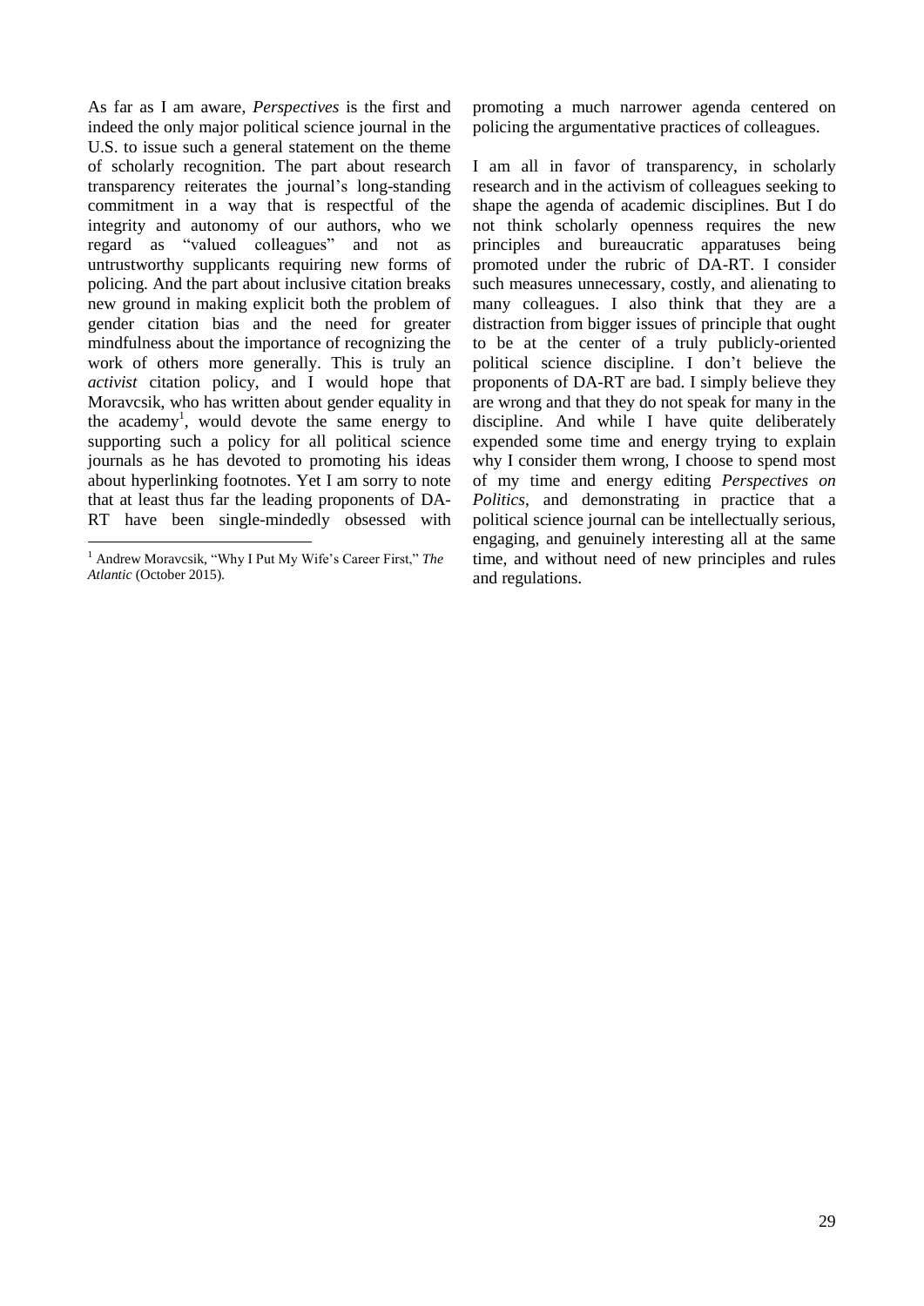As far as I am aware, *Perspectives* is the first and indeed the only major political science journal in the U.S. to issue such a general statement on the theme of scholarly recognition. The part about research transparency reiterates the journal's long-standing commitment in a way that is respectful of the integrity and autonomy of our authors, who we regard as "valued colleagues" and not as untrustworthy supplicants requiring new forms of policing. And the part about inclusive citation breaks new ground in making explicit both the problem of gender citation bias and the need for greater mindfulness about the importance of recognizing the work of others more generally. This is truly an *activist* citation policy, and I would hope that Moravcsik, who has written about gender equality in the academy[1], would devote the same energy to supporting such a policy for all political science journals as he has devoted to promoting his ideas about hyperlinking footnotes. Yet I am sorry to note that at least thus far the leading proponents of DA-RT have been single-mindedly obsessed with promoting a much narrower agenda centered on policing the argumentative practices of colleagues.

I am all in favor of transparency, in scholarly research and in the activism of colleagues seeking to shape the agenda of academic disciplines. But I do not think scholarly openness requires the new principles and bureaucratic apparatuses being promoted under the rubric of DA-RT. I consider such measures unnecessary, costly, and alienating to many colleagues. I also think that they are a distraction from bigger issues of principle that ought to be at the center of a truly publicly-oriented political science discipline. I don't believe the proponents of DA-RT are bad. I simply believe they are wrong and that they do not speak for many in the discipline. And while I have quite deliberately expended some time and energy trying to explain why I consider them wrong, I choose to spend most of my time and energy editing *Perspectives on Politics*, and demonstrating in practice that a political science journal can be intellectually serious, engaging, and genuinely interesting all at the same time, and without need of new principles and rules and regulations.

[1] Andrew Moravcsik, "Why I Put My Wife's Career First," *The Atlantic* (October 2015).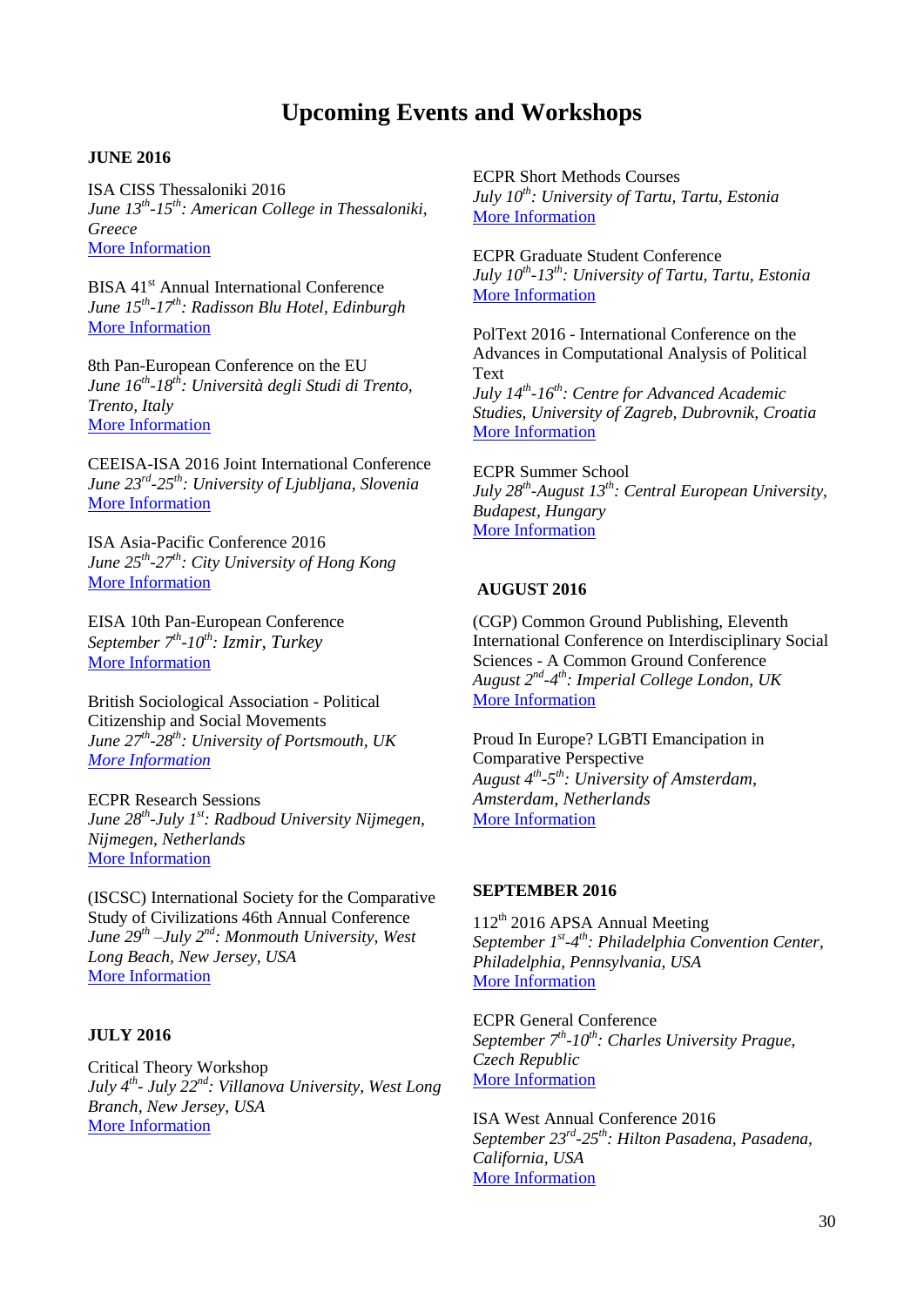# Upcoming Events and Workshops

**JUNE 2016**

ISA CISS Thessaloniki 2016
*June 13th-15th: American College in Thessaloniki, Greece*
More Information

BISA 41st Annual International Conference
*June 15th-17th: Radisson Blu Hotel, Edinburgh*
More Information

8th Pan-European Conference on the EU
*June 16th-18th: Università degli Studi di Trento, Trento, Italy*
More Information

CEEISA-ISA 2016 Joint International Conference
*June 23rd-25th: University of Ljubljana, Slovenia*
More Information

ISA Asia-Pacific Conference 2016
*June 25th-27th: City University of Hong Kong*
More Information

EISA 10th Pan-European Conference
*September 7th-10th: Izmir, Turkey*
More Information

British Sociological Association - Political Citizenship and Social Movements
*June 27th-28th: University of Portsmouth, UK*
*More Information*

ECPR Research Sessions
*June 28th-July 1st: Radboud University Nijmegen, Nijmegen, Netherlands*
More Information

(ISCSC) International Society for the Comparative Study of Civilizations 46th Annual Conference
*June 29th –July 2nd: Monmouth University, West Long Beach, New Jersey, USA*
More Information

**JULY 2016**

Critical Theory Workshop
*July 4th- July 22nd: Villanova University, West Long Branch, New Jersey, USA*
More Information

ECPR Short Methods Courses
*July 10th: University of Tartu, Tartu, Estonia*
More Information

ECPR Graduate Student Conference
*July 10th-13th: University of Tartu, Tartu, Estonia*
More Information

PolText 2016 - International Conference on the Advances in Computational Analysis of Political Text
*July 14th-16th: Centre for Advanced Academic Studies, University of Zagreb, Dubrovnik, Croatia*
More Information

ECPR Summer School
*July 28th-August 13th: Central European University, Budapest, Hungary*
More Information

**AUGUST 2016**

(CGP) Common Ground Publishing, Eleventh International Conference on Interdisciplinary Social Sciences - A Common Ground Conference
*August 2nd-4th: Imperial College London, UK*
More Information

Proud In Europe? LGBTI Emancipation in Comparative Perspective
*August 4th-5th: University of Amsterdam, Amsterdam, Netherlands*
More Information

**SEPTEMBER 2016**

112th 2016 APSA Annual Meeting
*September 1st-4th: Philadelphia Convention Center, Philadelphia, Pennsylvania, USA*
More Information

ECPR General Conference
*September 7th-10th: Charles University Prague, Czech Republic*
More Information

ISA West Annual Conference 2016
*September 23rd-25th: Hilton Pasadena, Pasadena, California, USA*
More Information